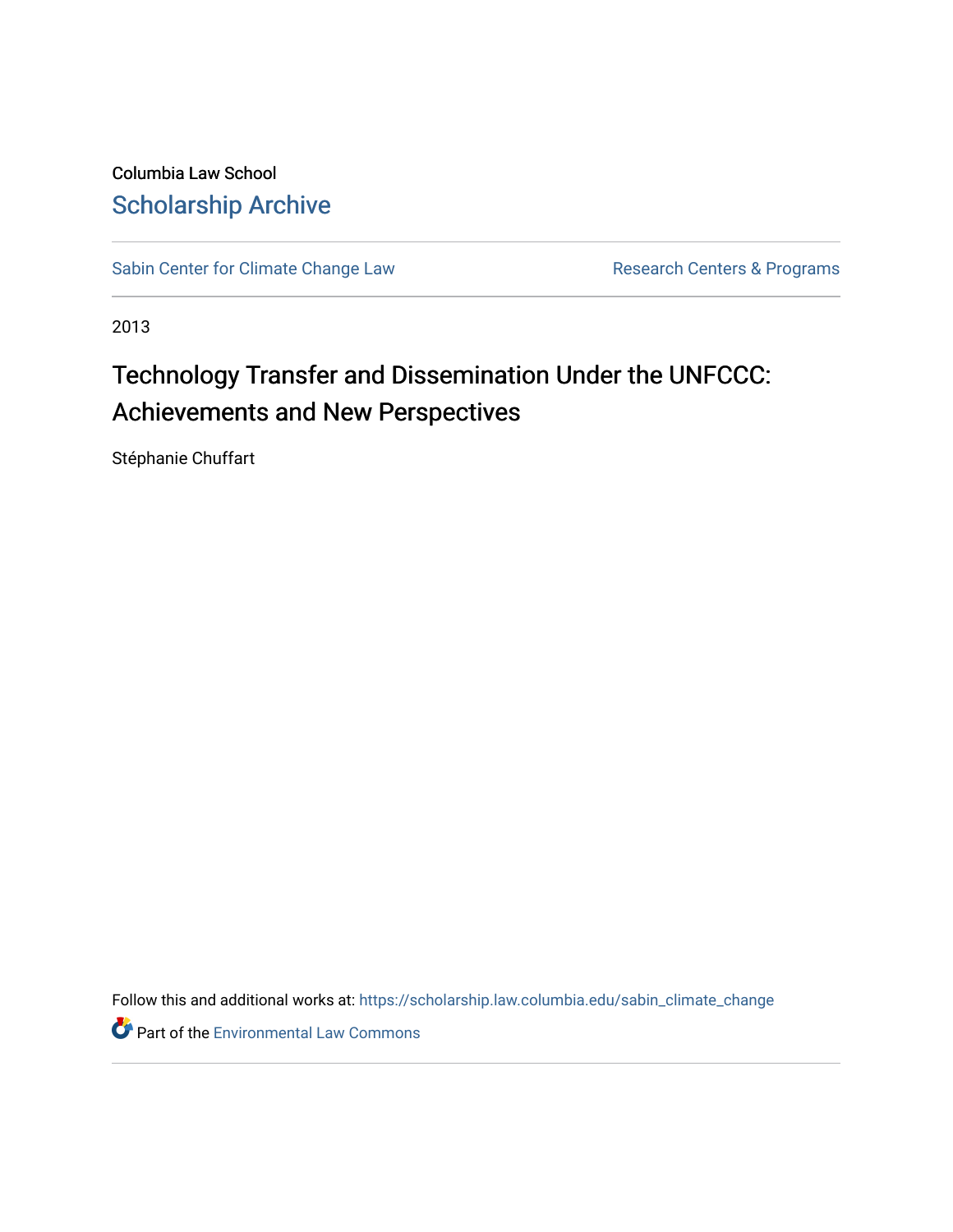Columbia Law School

# Scholarship Archive

Sabin Center for Climate Change Law | Research Centers & Programs

2013

# Technology Transfer and Dissemination Under the UNFCCC: Achievements and New Perspectives

Stéphanie Chuffart

Follow this and additional works at: https://scholarship.law.columbia.edu/sabin_climate_change

Part of the Environmental Law Commons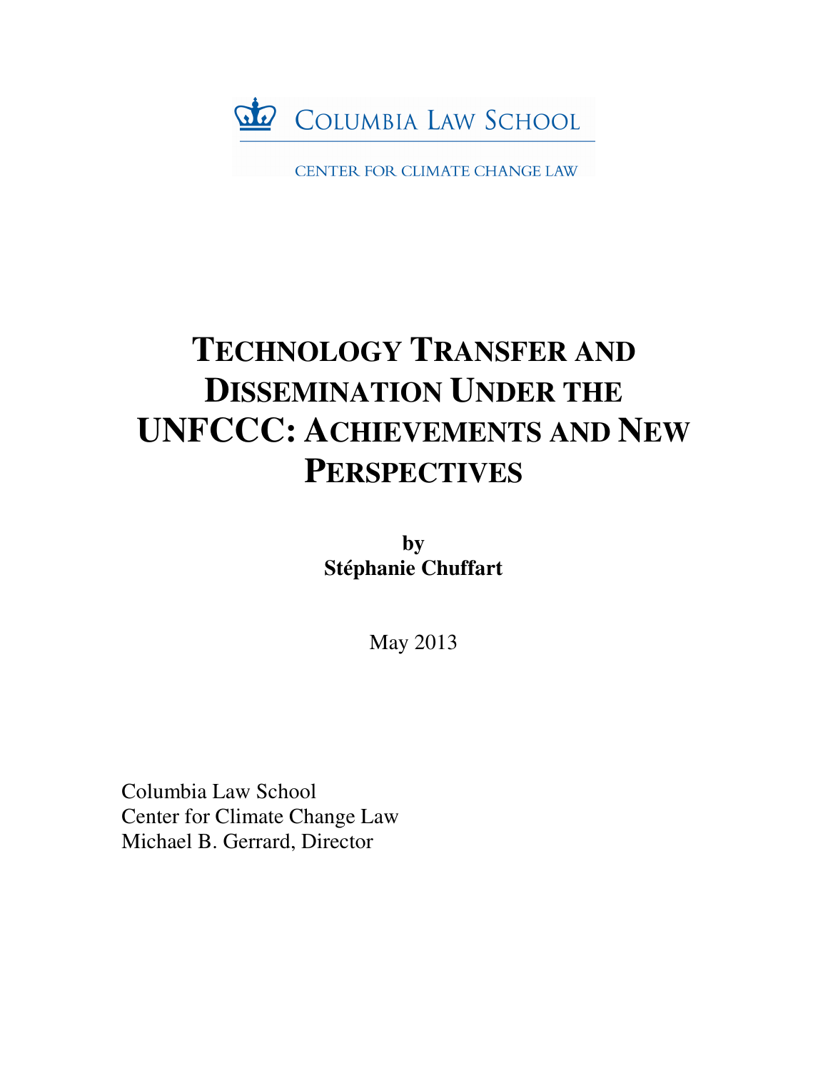COLUMBIA LAW SCHOOL

CENTER FOR CLIMATE CHANGE LAW

# TECHNOLOGY TRANSFER AND DISSEMINATION UNDER THE UNFCCC: ACHIEVEMENTS AND NEW PERSPECTIVES

**by**
**Stéphanie Chuffart**

May 2013

Columbia Law School
Center for Climate Change Law
Michael B. Gerrard, Director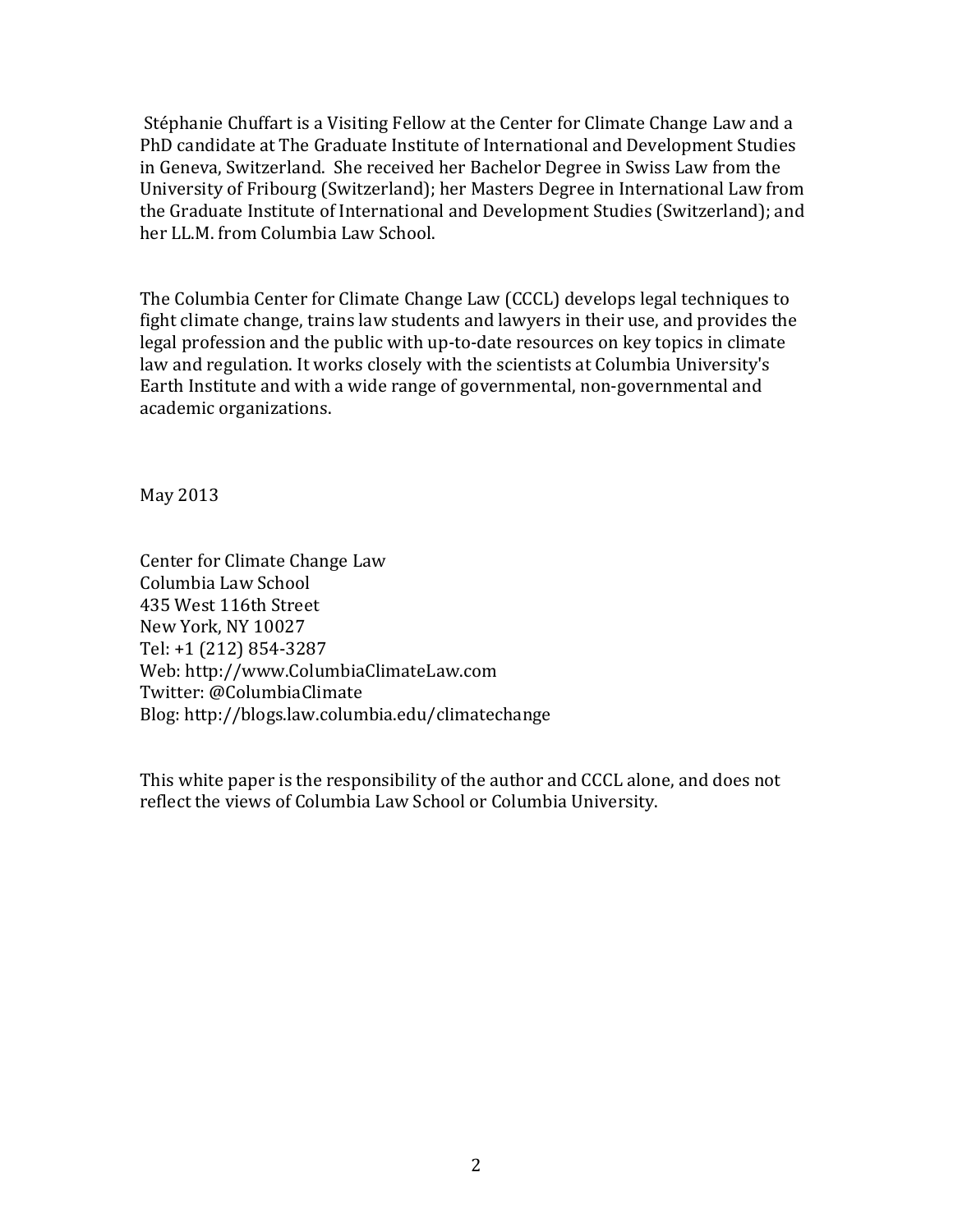Stéphanie Chuffart is a Visiting Fellow at the Center for Climate Change Law and a PhD candidate at The Graduate Institute of International and Development Studies in Geneva, Switzerland. She received her Bachelor Degree in Swiss Law from the University of Fribourg (Switzerland); her Masters Degree in International Law from the Graduate Institute of International and Development Studies (Switzerland); and her LL.M. from Columbia Law School.

The Columbia Center for Climate Change Law (CCCL) develops legal techniques to fight climate change, trains law students and lawyers in their use, and provides the legal profession and the public with up-to-date resources on key topics in climate law and regulation. It works closely with the scientists at Columbia University's Earth Institute and with a wide range of governmental, non-governmental and academic organizations.

May 2013

Center for Climate Change Law
Columbia Law School
435 West 116th Street
New York, NY 10027
Tel: +1 (212) 854-3287
Web: http://www.ColumbiaClimateLaw.com
Twitter: @ColumbiaClimate
Blog: http://blogs.law.columbia.edu/climatechange

This white paper is the responsibility of the author and CCCL alone, and does not reflect the views of Columbia Law School or Columbia University.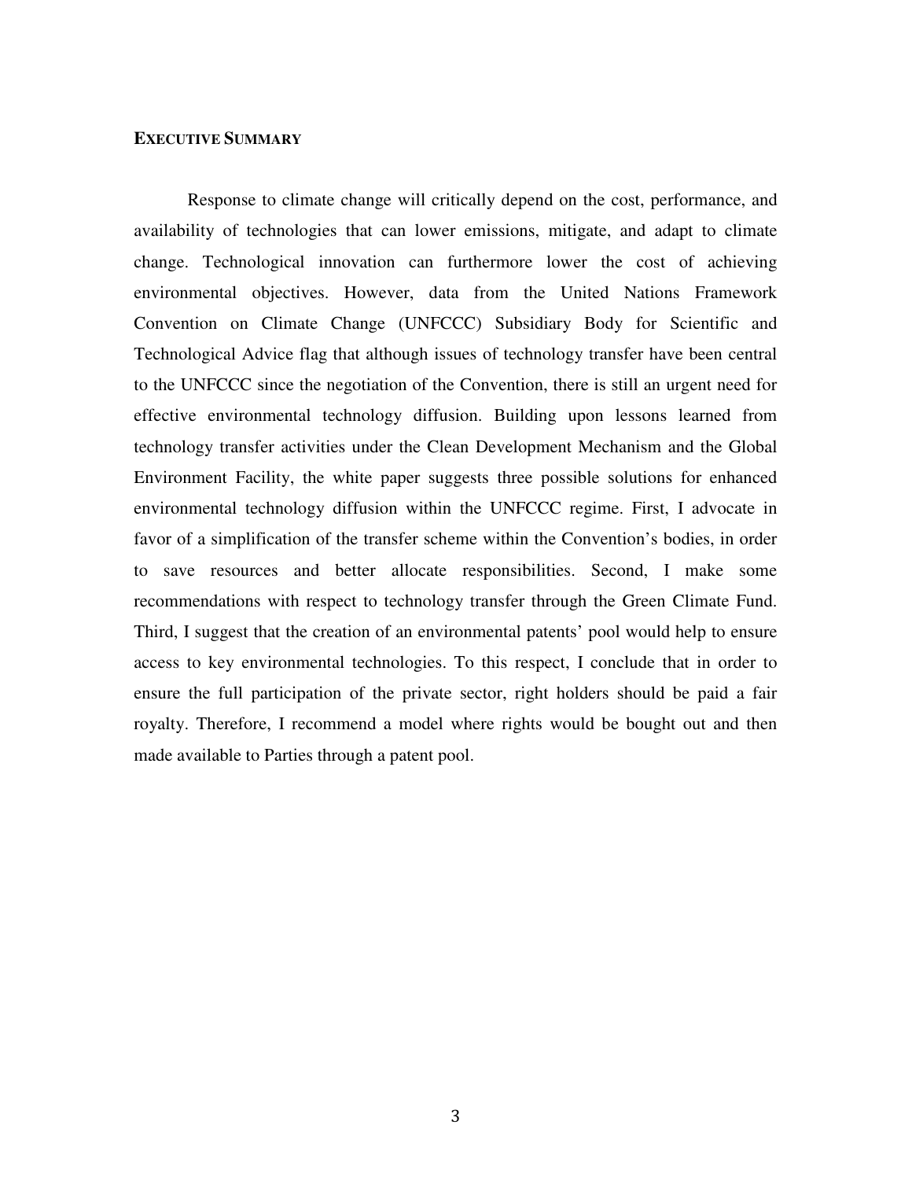## EXECUTIVE SUMMARY

Response to climate change will critically depend on the cost, performance, and availability of technologies that can lower emissions, mitigate, and adapt to climate change. Technological innovation can furthermore lower the cost of achieving environmental objectives. However, data from the United Nations Framework Convention on Climate Change (UNFCCC) Subsidiary Body for Scientific and Technological Advice flag that although issues of technology transfer have been central to the UNFCCC since the negotiation of the Convention, there is still an urgent need for effective environmental technology diffusion. Building upon lessons learned from technology transfer activities under the Clean Development Mechanism and the Global Environment Facility, the white paper suggests three possible solutions for enhanced environmental technology diffusion within the UNFCCC regime. First, I advocate in favor of a simplification of the transfer scheme within the Convention's bodies, in order to save resources and better allocate responsibilities. Second, I make some recommendations with respect to technology transfer through the Green Climate Fund. Third, I suggest that the creation of an environmental patents' pool would help to ensure access to key environmental technologies. To this respect, I conclude that in order to ensure the full participation of the private sector, right holders should be paid a fair royalty. Therefore, I recommend a model where rights would be bought out and then made available to Parties through a patent pool.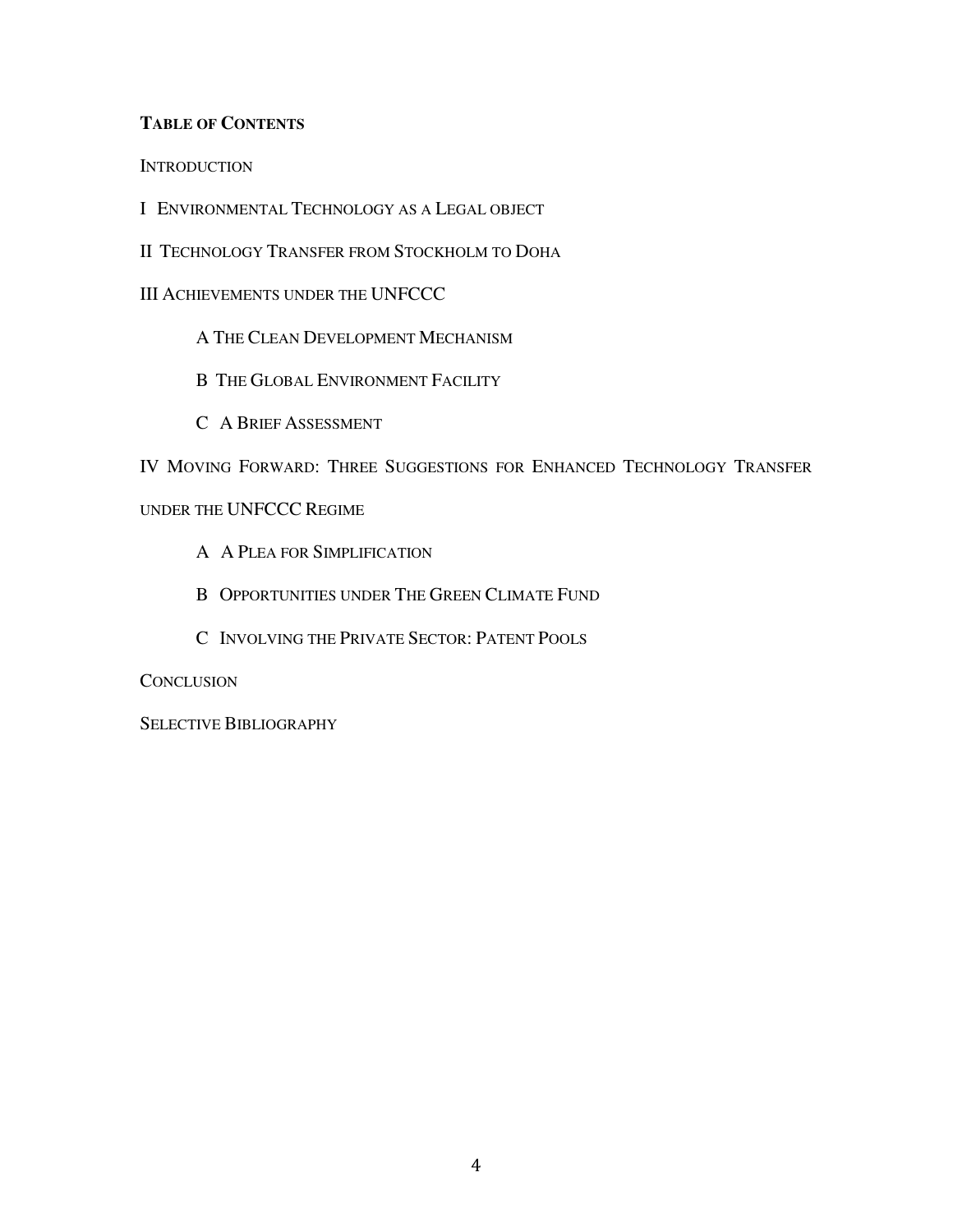**TABLE OF CONTENTS**

INTRODUCTION

I ENVIRONMENTAL TECHNOLOGY AS A LEGAL OBJECT

II TECHNOLOGY TRANSFER FROM STOCKHOLM TO DOHA

III ACHIEVEMENTS UNDER THE UNFCCC

- A THE CLEAN DEVELOPMENT MECHANISM
- B THE GLOBAL ENVIRONMENT FACILITY
- C A BRIEF ASSESSMENT

IV MOVING FORWARD: THREE SUGGESTIONS FOR ENHANCED TECHNOLOGY TRANSFER UNDER THE UNFCCC REGIME

- A A PLEA FOR SIMPLIFICATION
- B OPPORTUNITIES UNDER THE GREEN CLIMATE FUND
- C INVOLVING THE PRIVATE SECTOR: PATENT POOLS

CONCLUSION

SELECTIVE BIBLIOGRAPHY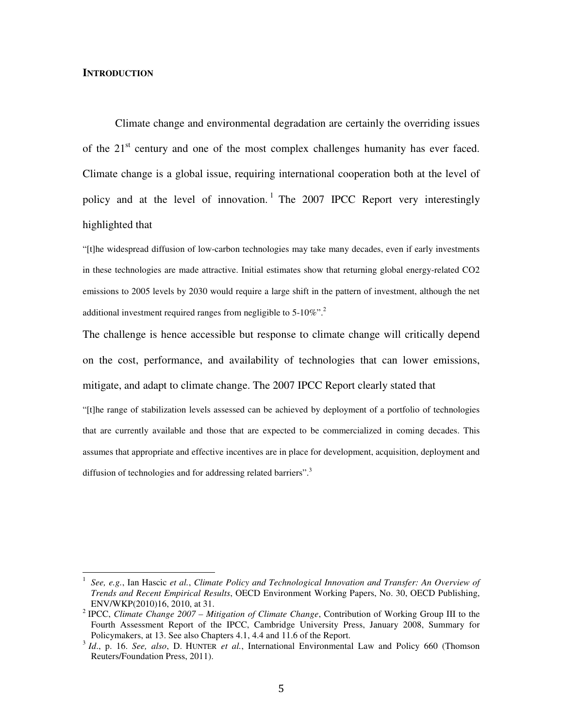## INTRODUCTION

Climate change and environmental degradation are certainly the overriding issues of the 21st century and one of the most complex challenges humanity has ever faced. Climate change is a global issue, requiring international cooperation both at the level of policy and at the level of innovation.[1] The 2007 IPCC Report very interestingly highlighted that

> "[t]he widespread diffusion of low-carbon technologies may take many decades, even if early investments in these technologies are made attractive. Initial estimates show that returning global energy-related CO2 emissions to 2005 levels by 2030 would require a large shift in the pattern of investment, although the net additional investment required ranges from negligible to 5-10%".[2]

The challenge is hence accessible but response to climate change will critically depend on the cost, performance, and availability of technologies that can lower emissions, mitigate, and adapt to climate change. The 2007 IPCC Report clearly stated that

> "[t]he range of stabilization levels assessed can be achieved by deployment of a portfolio of technologies that are currently available and those that are expected to be commercialized in coming decades. This assumes that appropriate and effective incentives are in place for development, acquisition, deployment and diffusion of technologies and for addressing related barriers".[3]

---

[1] *See, e.g.*, Ian Hascic *et al.*, *Climate Policy and Technological Innovation and Transfer: An Overview of Trends and Recent Empirical Results*, OECD Environment Working Papers, No. 30, OECD Publishing, ENV/WKP(2010)16, 2010, at 31.

[2] IPCC, *Climate Change 2007 – Mitigation of Climate Change*, Contribution of Working Group III to the Fourth Assessment Report of the IPCC, Cambridge University Press, January 2008, Summary for Policymakers, at 13. See also Chapters 4.1, 4.4 and 11.6 of the Report.

[3] *Id*., p. 16. *See, also*, D. HUNTER *et al.*, International Environmental Law and Policy 660 (Thomson Reuters/Foundation Press, 2011).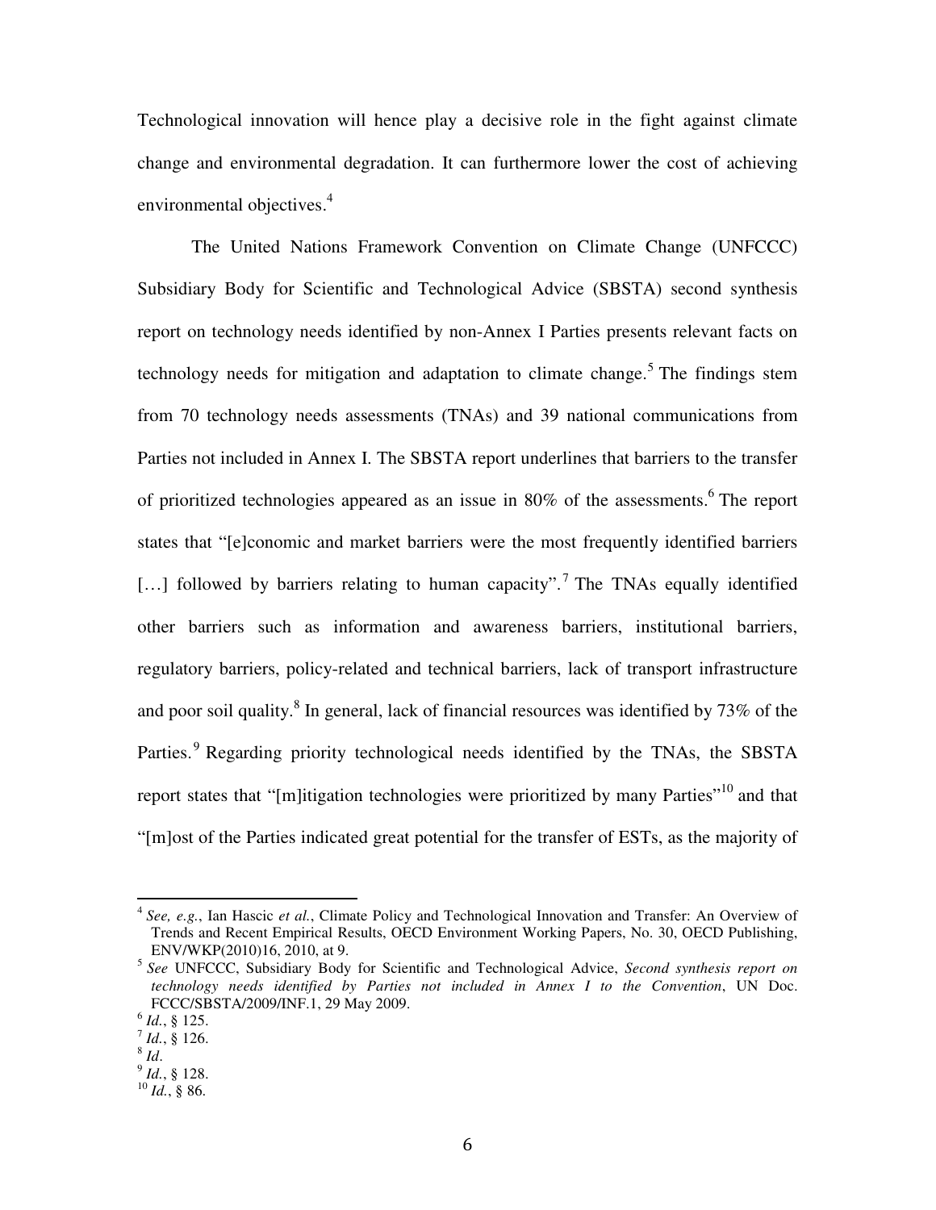Technological innovation will hence play a decisive role in the fight against climate change and environmental degradation. It can furthermore lower the cost of achieving environmental objectives.[4]

The United Nations Framework Convention on Climate Change (UNFCCC) Subsidiary Body for Scientific and Technological Advice (SBSTA) second synthesis report on technology needs identified by non-Annex I Parties presents relevant facts on technology needs for mitigation and adaptation to climate change.[5] The findings stem from 70 technology needs assessments (TNAs) and 39 national communications from Parties not included in Annex I. The SBSTA report underlines that barriers to the transfer of prioritized technologies appeared as an issue in 80% of the assessments.[6] The report states that "[e]conomic and market barriers were the most frequently identified barriers […] followed by barriers relating to human capacity".[7] The TNAs equally identified other barriers such as information and awareness barriers, institutional barriers, regulatory barriers, policy-related and technical barriers, lack of transport infrastructure and poor soil quality.[8] In general, lack of financial resources was identified by 73% of the Parties.[9] Regarding priority technological needs identified by the TNAs, the SBSTA report states that "[m]itigation technologies were prioritized by many Parties"[10] and that "[m]ost of the Parties indicated great potential for the transfer of ESTs, as the majority of

---

[4] *See, e.g.*, Ian Hascic *et al.*, Climate Policy and Technological Innovation and Transfer: An Overview of Trends and Recent Empirical Results, OECD Environment Working Papers, No. 30, OECD Publishing, ENV/WKP(2010)16, 2010, at 9.

[5] *See* UNFCCC, Subsidiary Body for Scientific and Technological Advice, *Second synthesis report on technology needs identified by Parties not included in Annex I to the Convention*, UN Doc. FCCC/SBSTA/2009/INF.1, 29 May 2009.

[6] *Id.*, § 125.

[7] *Id.*, § 126.

[8] *Id*.

[9] *Id.*, § 128.

[10] *Id.*, § 86.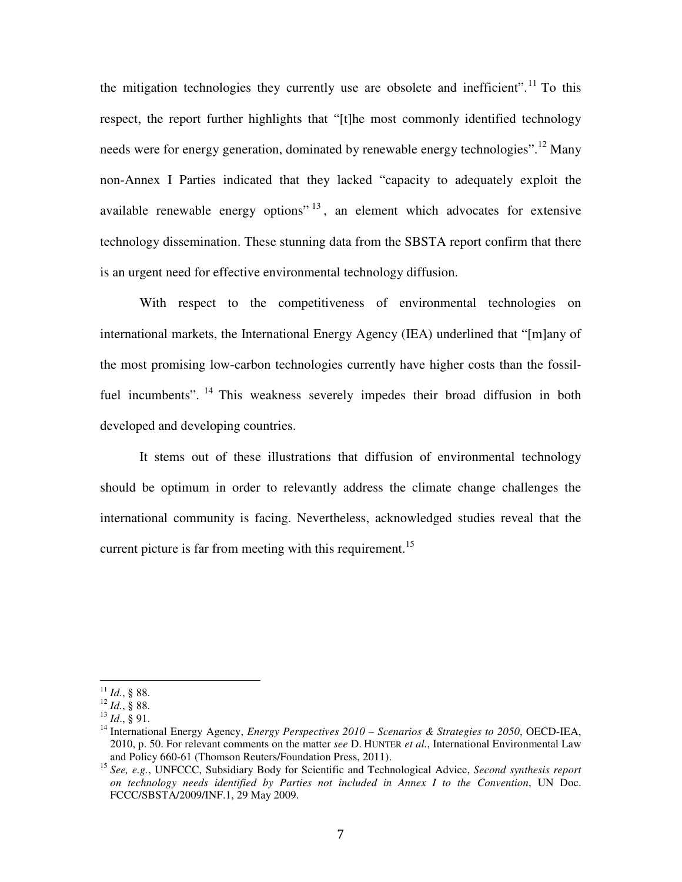the mitigation technologies they currently use are obsolete and inefficient".[11] To this respect, the report further highlights that "[t]he most commonly identified technology needs were for energy generation, dominated by renewable energy technologies".[12] Many non-Annex I Parties indicated that they lacked "capacity to adequately exploit the available renewable energy options"[13], an element which advocates for extensive technology dissemination. These stunning data from the SBSTA report confirm that there is an urgent need for effective environmental technology diffusion.

With respect to the competitiveness of environmental technologies on international markets, the International Energy Agency (IEA) underlined that "[m]any of the most promising low-carbon technologies currently have higher costs than the fossil-fuel incumbents".[14] This weakness severely impedes their broad diffusion in both developed and developing countries.

It stems out of these illustrations that diffusion of environmental technology should be optimum in order to relevantly address the climate change challenges the international community is facing. Nevertheless, acknowledged studies reveal that the current picture is far from meeting with this requirement.[15]

---

[11] *Id.*, § 88.

[12] *Id.*, § 88.

[13] *Id.*, § 91.

[14] International Energy Agency, *Energy Perspectives 2010 – Scenarios & Strategies to 2050*, OECD-IEA, 2010, p. 50. For relevant comments on the matter *see* D. HUNTER *et al.*, International Environmental Law and Policy 660-61 (Thomson Reuters/Foundation Press, 2011).

[15] *See, e.g.*, UNFCCC, Subsidiary Body for Scientific and Technological Advice, *Second synthesis report on technology needs identified by Parties not included in Annex I to the Convention*, UN Doc. FCCC/SBSTA/2009/INF.1, 29 May 2009.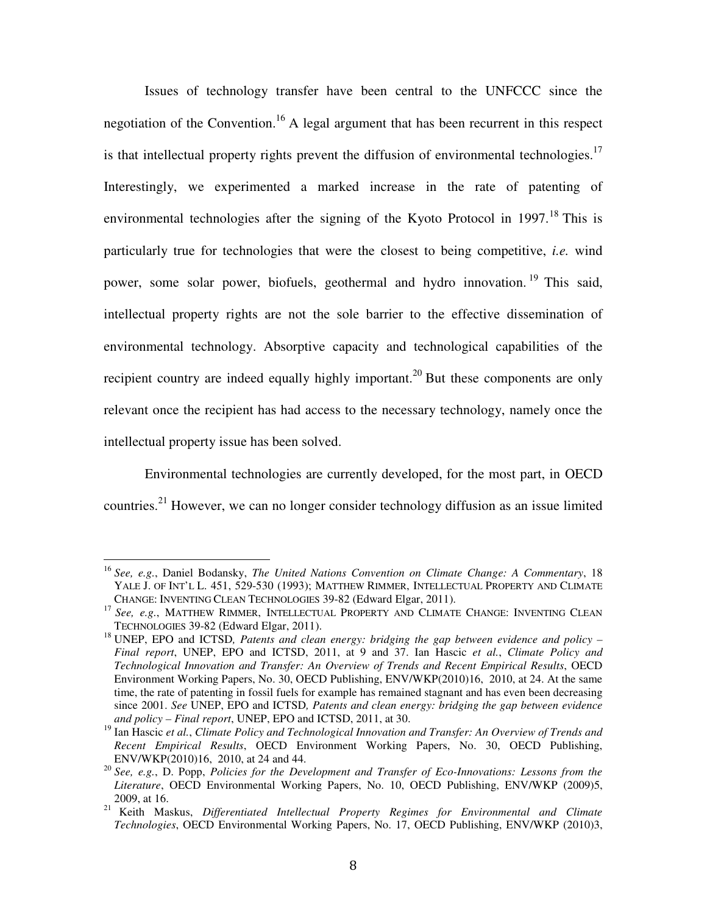Issues of technology transfer have been central to the UNFCCC since the negotiation of the Convention.[16] A legal argument that has been recurrent in this respect is that intellectual property rights prevent the diffusion of environmental technologies.[17] Interestingly, we experimented a marked increase in the rate of patenting of environmental technologies after the signing of the Kyoto Protocol in 1997.[18] This is particularly true for technologies that were the closest to being competitive, *i.e.* wind power, some solar power, biofuels, geothermal and hydro innovation.[19] This said, intellectual property rights are not the sole barrier to the effective dissemination of environmental technology. Absorptive capacity and technological capabilities of the recipient country are indeed equally highly important.[20] But these components are only relevant once the recipient has had access to the necessary technology, namely once the intellectual property issue has been solved.

Environmental technologies are currently developed, for the most part, in OECD countries.[21] However, we can no longer consider technology diffusion as an issue limited

---

[16] *See, e.g.*, Daniel Bodansky, *The United Nations Convention on Climate Change: A Commentary*, 18 YALE J. OF INT'L L. 451, 529-530 (1993); MATTHEW RIMMER, INTELLECTUAL PROPERTY AND CLIMATE CHANGE: INVENTING CLEAN TECHNOLOGIES 39-82 (Edward Elgar, 2011).

[17] *See, e.g.*, MATTHEW RIMMER, INTELLECTUAL PROPERTY AND CLIMATE CHANGE: INVENTING CLEAN TECHNOLOGIES 39-82 (Edward Elgar, 2011).

[18] UNEP, EPO and ICTSD*, Patents and clean energy: bridging the gap between evidence and policy – Final report*, UNEP, EPO and ICTSD, 2011, at 9 and 37. Ian Hascic *et al.*, *Climate Policy and Technological Innovation and Transfer: An Overview of Trends and Recent Empirical Results*, OECD Environment Working Papers, No. 30, OECD Publishing, ENV/WKP(2010)16, 2010, at 24. At the same time, the rate of patenting in fossil fuels for example has remained stagnant and has even been decreasing since 2001. *See* UNEP, EPO and ICTSD*, Patents and clean energy: bridging the gap between evidence and policy – Final report*, UNEP, EPO and ICTSD, 2011, at 30.

[19] Ian Hascic *et al.*, *Climate Policy and Technological Innovation and Transfer: An Overview of Trends and Recent Empirical Results*, OECD Environment Working Papers, No. 30, OECD Publishing, ENV/WKP(2010)16, 2010, at 24 and 44.

[20] *See, e.g.*, D. Popp, *Policies for the Development and Transfer of Eco-Innovations: Lessons from the Literature*, OECD Environmental Working Papers, No. 10, OECD Publishing, ENV/WKP (2009)5, 2009, at 16.

[21] Keith Maskus, *Differentiated Intellectual Property Regimes for Environmental and Climate Technologies*, OECD Environmental Working Papers, No. 17, OECD Publishing, ENV/WKP (2010)3,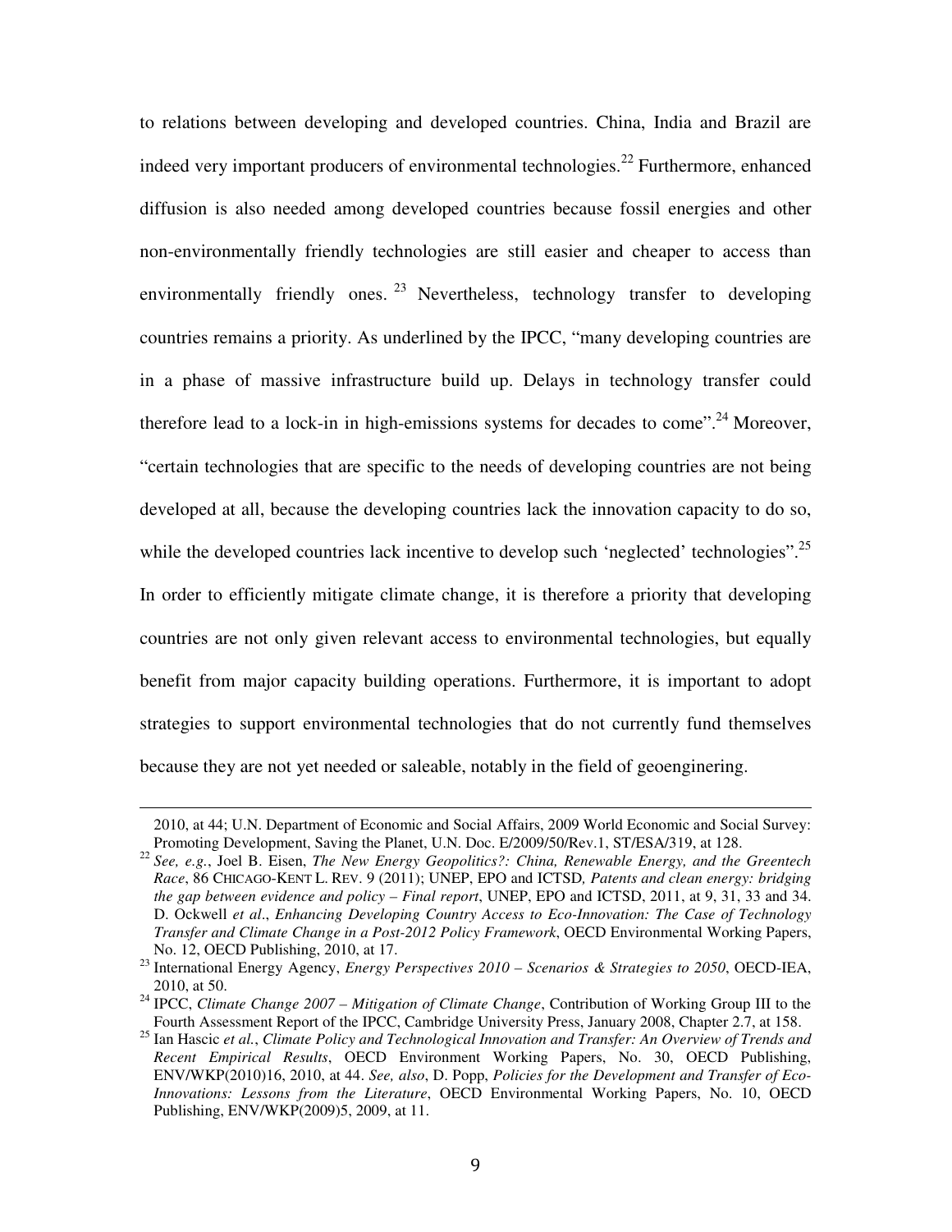to relations between developing and developed countries. China, India and Brazil are indeed very important producers of environmental technologies.[22] Furthermore, enhanced diffusion is also needed among developed countries because fossil energies and other non-environmentally friendly technologies are still easier and cheaper to access than environmentally friendly ones.[23] Nevertheless, technology transfer to developing countries remains a priority. As underlined by the IPCC, "many developing countries are in a phase of massive infrastructure build up. Delays in technology transfer could therefore lead to a lock-in in high-emissions systems for decades to come".[24] Moreover, "certain technologies that are specific to the needs of developing countries are not being developed at all, because the developing countries lack the innovation capacity to do so, while the developed countries lack incentive to develop such 'neglected' technologies".[25] In order to efficiently mitigate climate change, it is therefore a priority that developing countries are not only given relevant access to environmental technologies, but equally benefit from major capacity building operations. Furthermore, it is important to adopt strategies to support environmental technologies that do not currently fund themselves because they are not yet needed or saleable, notably in the field of geoenginering.

---

2010, at 44; U.N. Department of Economic and Social Affairs, 2009 World Economic and Social Survey: Promoting Development, Saving the Planet, U.N. Doc. E/2009/50/Rev.1, ST/ESA/319, at 128.

[22] *See, e.g.*, Joel B. Eisen, *The New Energy Geopolitics?: China, Renewable Energy, and the Greentech Race*, 86 CHICAGO-KENT L. REV. 9 (2011); UNEP, EPO and ICTSD, *Patents and clean energy: bridging the gap between evidence and policy – Final report*, UNEP, EPO and ICTSD, 2011, at 9, 31, 33 and 34. D. Ockwell *et al*., *Enhancing Developing Country Access to Eco-Innovation: The Case of Technology Transfer and Climate Change in a Post-2012 Policy Framework*, OECD Environmental Working Papers, No. 12, OECD Publishing, 2010, at 17.

[23] International Energy Agency, *Energy Perspectives 2010 – Scenarios & Strategies to 2050*, OECD-IEA, 2010, at 50.

[24] IPCC, *Climate Change 2007 – Mitigation of Climate Change*, Contribution of Working Group III to the Fourth Assessment Report of the IPCC, Cambridge University Press, January 2008, Chapter 2.7, at 158.

[25] Ian Hascic *et al.*, *Climate Policy and Technological Innovation and Transfer: An Overview of Trends and Recent Empirical Results*, OECD Environment Working Papers, No. 30, OECD Publishing, ENV/WKP(2010)16, 2010, at 44. *See, also*, D. Popp, *Policies for the Development and Transfer of Eco-Innovations: Lessons from the Literature*, OECD Environmental Working Papers, No. 10, OECD Publishing, ENV/WKP(2009)5, 2009, at 11.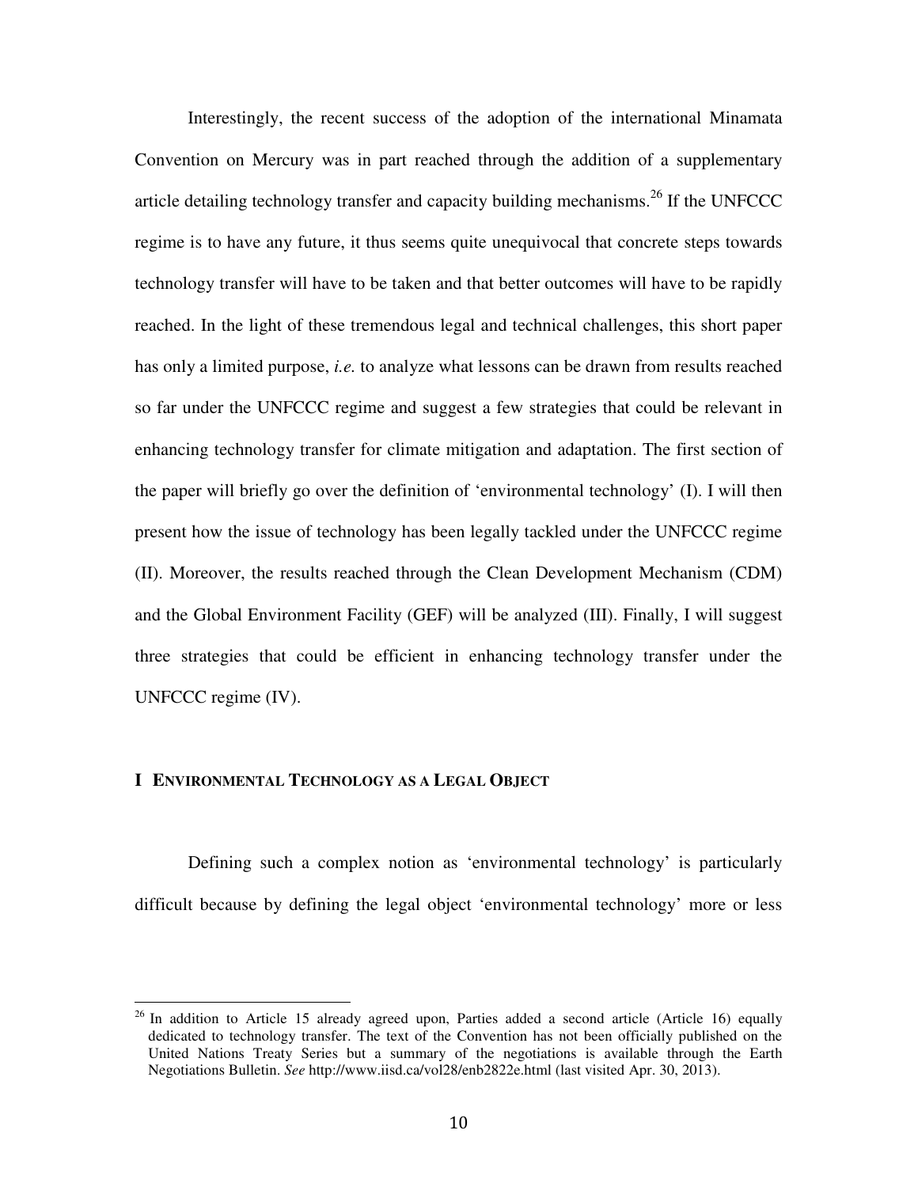Interestingly, the recent success of the adoption of the international Minamata Convention on Mercury was in part reached through the addition of a supplementary article detailing technology transfer and capacity building mechanisms.[26] If the UNFCCC regime is to have any future, it thus seems quite unequivocal that concrete steps towards technology transfer will have to be taken and that better outcomes will have to be rapidly reached. In the light of these tremendous legal and technical challenges, this short paper has only a limited purpose, *i.e.* to analyze what lessons can be drawn from results reached so far under the UNFCCC regime and suggest a few strategies that could be relevant in enhancing technology transfer for climate mitigation and adaptation. The first section of the paper will briefly go over the definition of 'environmental technology' (I). I will then present how the issue of technology has been legally tackled under the UNFCCC regime (II). Moreover, the results reached through the Clean Development Mechanism (CDM) and the Global Environment Facility (GEF) will be analyzed (III). Finally, I will suggest three strategies that could be efficient in enhancing technology transfer under the UNFCCC regime (IV).

## I ENVIRONMENTAL TECHNOLOGY AS A LEGAL OBJECT

Defining such a complex notion as 'environmental technology' is particularly difficult because by defining the legal object 'environmental technology' more or less

---

[26] In addition to Article 15 already agreed upon, Parties added a second article (Article 16) equally dedicated to technology transfer. The text of the Convention has not been officially published on the United Nations Treaty Series but a summary of the negotiations is available through the Earth Negotiations Bulletin. *See* http://www.iisd.ca/vol28/enb2822e.html (last visited Apr. 30, 2013).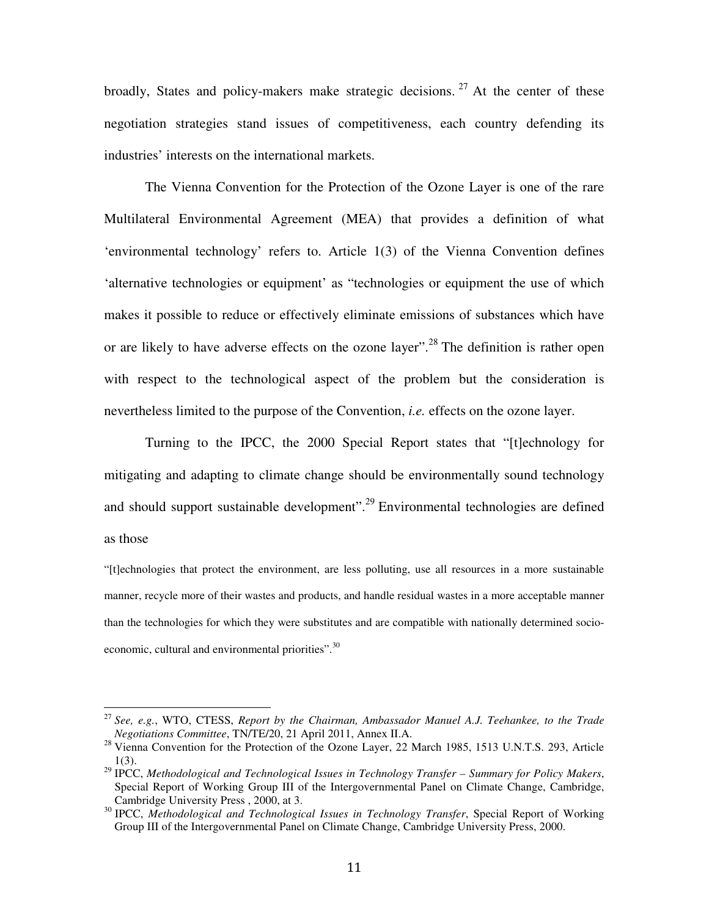broadly, States and policy-makers make strategic decisions.[27] At the center of these negotiation strategies stand issues of competitiveness, each country defending its industries' interests on the international markets.

The Vienna Convention for the Protection of the Ozone Layer is one of the rare Multilateral Environmental Agreement (MEA) that provides a definition of what 'environmental technology' refers to. Article 1(3) of the Vienna Convention defines 'alternative technologies or equipment' as "technologies or equipment the use of which makes it possible to reduce or effectively eliminate emissions of substances which have or are likely to have adverse effects on the ozone layer".[28] The definition is rather open with respect to the technological aspect of the problem but the consideration is nevertheless limited to the purpose of the Convention, *i.e.* effects on the ozone layer.

Turning to the IPCC, the 2000 Special Report states that "[t]echnology for mitigating and adapting to climate change should be environmentally sound technology and should support sustainable development".[29] Environmental technologies are defined as those

> "[t]echnologies that protect the environment, are less polluting, use all resources in a more sustainable manner, recycle more of their wastes and products, and handle residual wastes in a more acceptable manner than the technologies for which they were substitutes and are compatible with nationally determined socio-economic, cultural and environmental priorities".[30]

---

[27] *See, e.g.*, WTO, CTESS, *Report by the Chairman, Ambassador Manuel A.J. Teehankee, to the Trade Negotiations Committee*, TN/TE/20, 21 April 2011, Annex II.A.

[28] Vienna Convention for the Protection of the Ozone Layer, 22 March 1985, 1513 U.N.T.S. 293, Article 1(3).

[29] IPCC, *Methodological and Technological Issues in Technology Transfer – Summary for Policy Makers*, Special Report of Working Group III of the Intergovernmental Panel on Climate Change, Cambridge, Cambridge University Press , 2000, at 3.

[30] IPCC, *Methodological and Technological Issues in Technology Transfer*, Special Report of Working Group III of the Intergovernmental Panel on Climate Change, Cambridge University Press, 2000.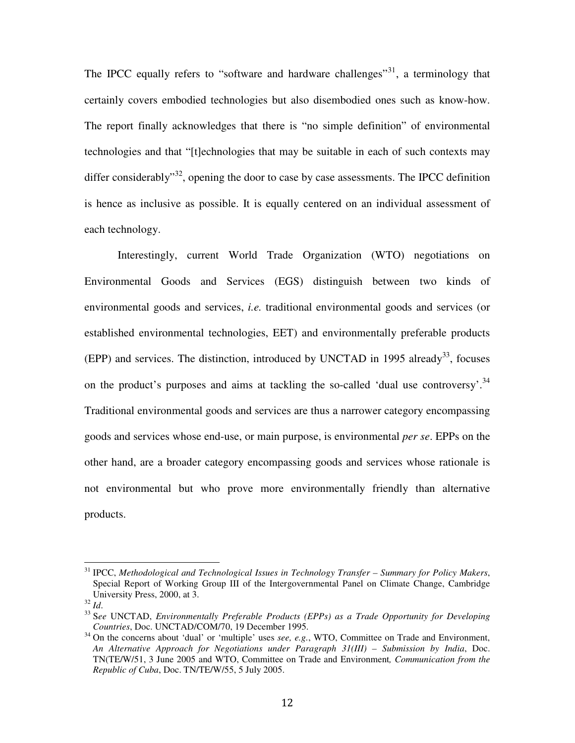The IPCC equally refers to "software and hardware challenges"[31], a terminology that certainly covers embodied technologies but also disembodied ones such as know-how. The report finally acknowledges that there is "no simple definition" of environmental technologies and that "[t]echnologies that may be suitable in each of such contexts may differ considerably"[32], opening the door to case by case assessments. The IPCC definition is hence as inclusive as possible. It is equally centered on an individual assessment of each technology.

Interestingly, current World Trade Organization (WTO) negotiations on Environmental Goods and Services (EGS) distinguish between two kinds of environmental goods and services, *i.e.* traditional environmental goods and services (or established environmental technologies, EET) and environmentally preferable products (EPP) and services. The distinction, introduced by UNCTAD in 1995 already[33], focuses on the product's purposes and aims at tackling the so-called 'dual use controversy'.[34] Traditional environmental goods and services are thus a narrower category encompassing goods and services whose end-use, or main purpose, is environmental *per se*. EPPs on the other hand, are a broader category encompassing goods and services whose rationale is not environmental but who prove more environmentally friendly than alternative products.

---

[31] IPCC, *Methodological and Technological Issues in Technology Transfer – Summary for Policy Makers*, Special Report of Working Group III of the Intergovernmental Panel on Climate Change, Cambridge University Press, 2000, at 3.

[32] *Id*.

[33] S*ee* UNCTAD, *Environmentally Preferable Products (EPPs) as a Trade Opportunity for Developing Countries*, Doc. UNCTAD/COM/70, 19 December 1995.

[34] On the concerns about 'dual' or 'multiple' uses *see, e.g.*, WTO, Committee on Trade and Environment, *An Alternative Approach for Negotiations under Paragraph 31(III) – Submission by India*, Doc. TN(TE/W/51, 3 June 2005 and WTO, Committee on Trade and Environment*, Communication from the Republic of Cuba*, Doc. TN/TE/W/55, 5 July 2005.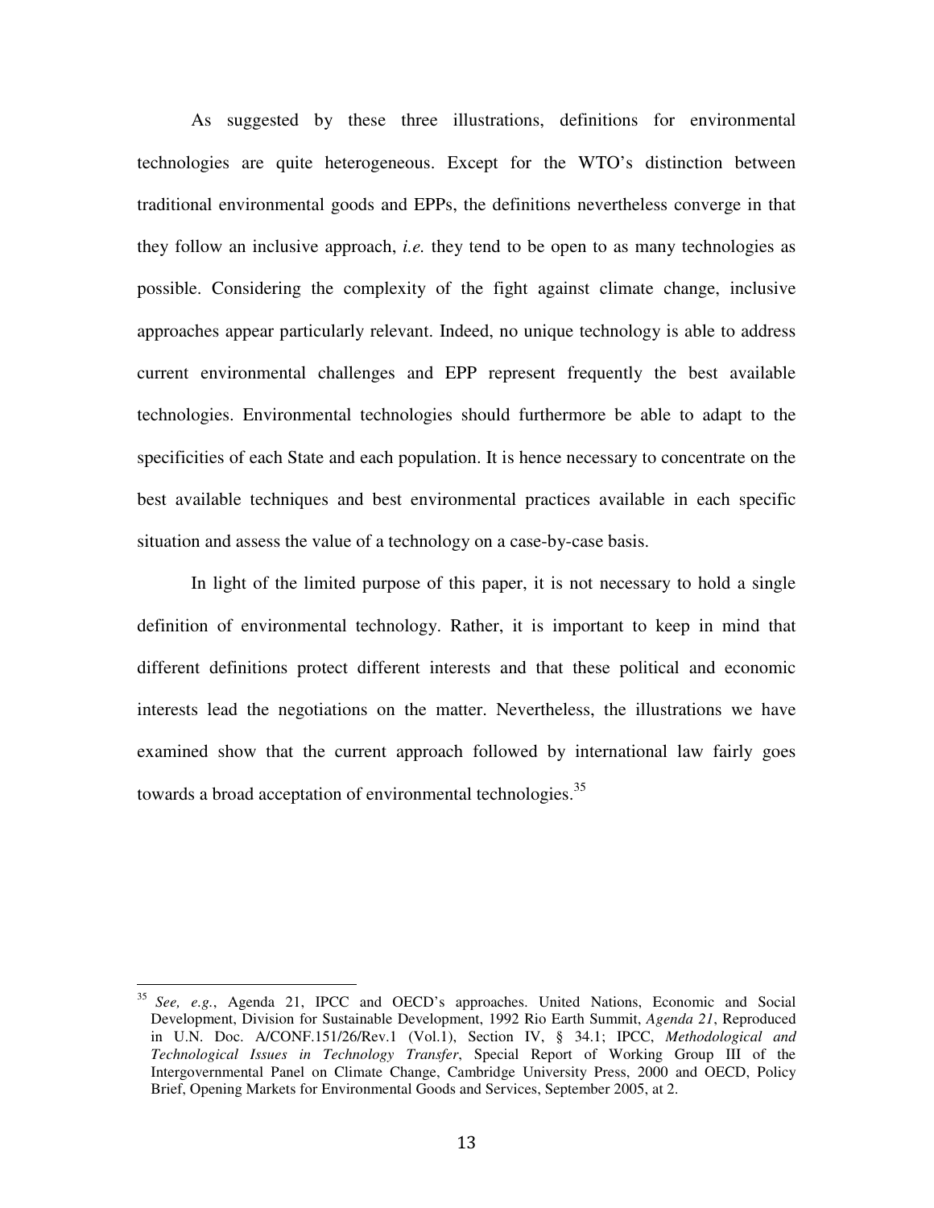As suggested by these three illustrations, definitions for environmental technologies are quite heterogeneous. Except for the WTO's distinction between traditional environmental goods and EPPs, the definitions nevertheless converge in that they follow an inclusive approach, *i.e.* they tend to be open to as many technologies as possible. Considering the complexity of the fight against climate change, inclusive approaches appear particularly relevant. Indeed, no unique technology is able to address current environmental challenges and EPP represent frequently the best available technologies. Environmental technologies should furthermore be able to adapt to the specificities of each State and each population. It is hence necessary to concentrate on the best available techniques and best environmental practices available in each specific situation and assess the value of a technology on a case-by-case basis.

In light of the limited purpose of this paper, it is not necessary to hold a single definition of environmental technology. Rather, it is important to keep in mind that different definitions protect different interests and that these political and economic interests lead the negotiations on the matter. Nevertheless, the illustrations we have examined show that the current approach followed by international law fairly goes towards a broad acceptation of environmental technologies.[35]

---

[35] *See, e.g.*, Agenda 21, IPCC and OECD's approaches. United Nations, Economic and Social Development, Division for Sustainable Development, 1992 Rio Earth Summit, *Agenda 21*, Reproduced in U.N. Doc. A/CONF.151/26/Rev.1 (Vol.1), Section IV, § 34.1; IPCC, *Methodological and Technological Issues in Technology Transfer*, Special Report of Working Group III of the Intergovernmental Panel on Climate Change, Cambridge University Press, 2000 and OECD, Policy Brief, Opening Markets for Environmental Goods and Services, September 2005, at 2.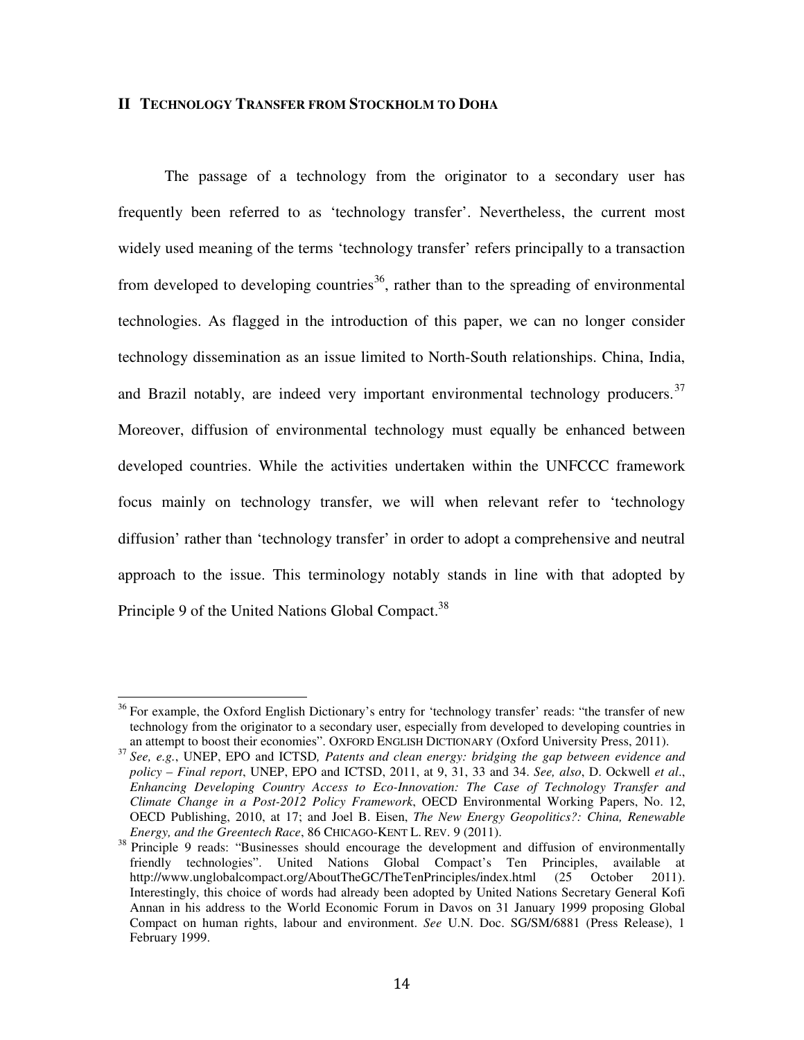## II TECHNOLOGY TRANSFER FROM STOCKHOLM TO DOHA

The passage of a technology from the originator to a secondary user has frequently been referred to as 'technology transfer'. Nevertheless, the current most widely used meaning of the terms 'technology transfer' refers principally to a transaction from developed to developing countries[36], rather than to the spreading of environmental technologies. As flagged in the introduction of this paper, we can no longer consider technology dissemination as an issue limited to North-South relationships. China, India, and Brazil notably, are indeed very important environmental technology producers.[37] Moreover, diffusion of environmental technology must equally be enhanced between developed countries. While the activities undertaken within the UNFCCC framework focus mainly on technology transfer, we will when relevant refer to 'technology diffusion' rather than 'technology transfer' in order to adopt a comprehensive and neutral approach to the issue. This terminology notably stands in line with that adopted by Principle 9 of the United Nations Global Compact.[38]

---

[36] For example, the Oxford English Dictionary's entry for 'technology transfer' reads: "the transfer of new technology from the originator to a secondary user, especially from developed to developing countries in an attempt to boost their economies". OXFORD ENGLISH DICTIONARY (Oxford University Press, 2011).

[37] *See, e.g.*, UNEP, EPO and ICTSD, *Patents and clean energy: bridging the gap between evidence and policy – Final report*, UNEP, EPO and ICTSD, 2011, at 9, 31, 33 and 34. *See, also*, D. Ockwell *et al*., *Enhancing Developing Country Access to Eco-Innovation: The Case of Technology Transfer and Climate Change in a Post-2012 Policy Framework*, OECD Environmental Working Papers, No. 12, OECD Publishing, 2010, at 17; and Joel B. Eisen, *The New Energy Geopolitics?: China, Renewable Energy, and the Greentech Race*, 86 CHICAGO-KENT L. REV. 9 (2011).

[38] Principle 9 reads: "Businesses should encourage the development and diffusion of environmentally friendly technologies". United Nations Global Compact's Ten Principles, available at http://www.unglobalcompact.org/AboutTheGC/TheTenPrinciples/index.html (25 October 2011). Interestingly, this choice of words had already been adopted by United Nations Secretary General Kofi Annan in his address to the World Economic Forum in Davos on 31 January 1999 proposing Global Compact on human rights, labour and environment. *See* U.N. Doc. SG/SM/6881 (Press Release), 1 February 1999.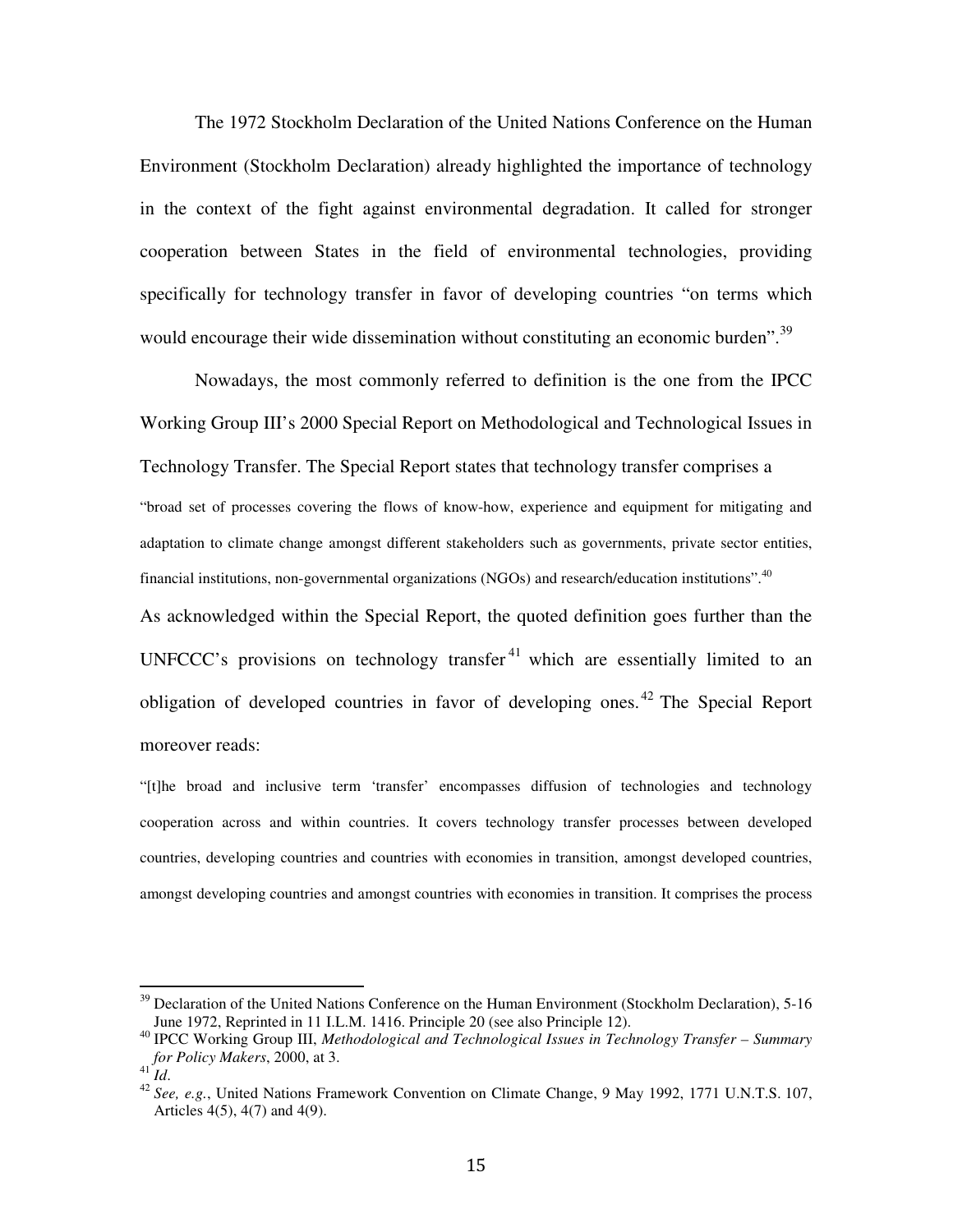The 1972 Stockholm Declaration of the United Nations Conference on the Human Environment (Stockholm Declaration) already highlighted the importance of technology in the context of the fight against environmental degradation. It called for stronger cooperation between States in the field of environmental technologies, providing specifically for technology transfer in favor of developing countries "on terms which would encourage their wide dissemination without constituting an economic burden".[39]

Nowadays, the most commonly referred to definition is the one from the IPCC Working Group III's 2000 Special Report on Methodological and Technological Issues in Technology Transfer. The Special Report states that technology transfer comprises a

> "broad set of processes covering the flows of know-how, experience and equipment for mitigating and adaptation to climate change amongst different stakeholders such as governments, private sector entities, financial institutions, non-governmental organizations (NGOs) and research/education institutions".[40]

As acknowledged within the Special Report, the quoted definition goes further than the UNFCCC's provisions on technology transfer[41] which are essentially limited to an obligation of developed countries in favor of developing ones.[42] The Special Report moreover reads:

> "[t]he broad and inclusive term 'transfer' encompasses diffusion of technologies and technology cooperation across and within countries. It covers technology transfer processes between developed countries, developing countries and countries with economies in transition, amongst developed countries, amongst developing countries and amongst countries with economies in transition. It comprises the process

---

[39] Declaration of the United Nations Conference on the Human Environment (Stockholm Declaration), 5-16 June 1972, Reprinted in 11 I.L.M. 1416. Principle 20 (see also Principle 12).

[40] IPCC Working Group III, *Methodological and Technological Issues in Technology Transfer – Summary for Policy Makers*, 2000, at 3.

[41] *Id*.

[42] *See, e.g.*, United Nations Framework Convention on Climate Change, 9 May 1992, 1771 U.N.T.S. 107, Articles 4(5), 4(7) and 4(9).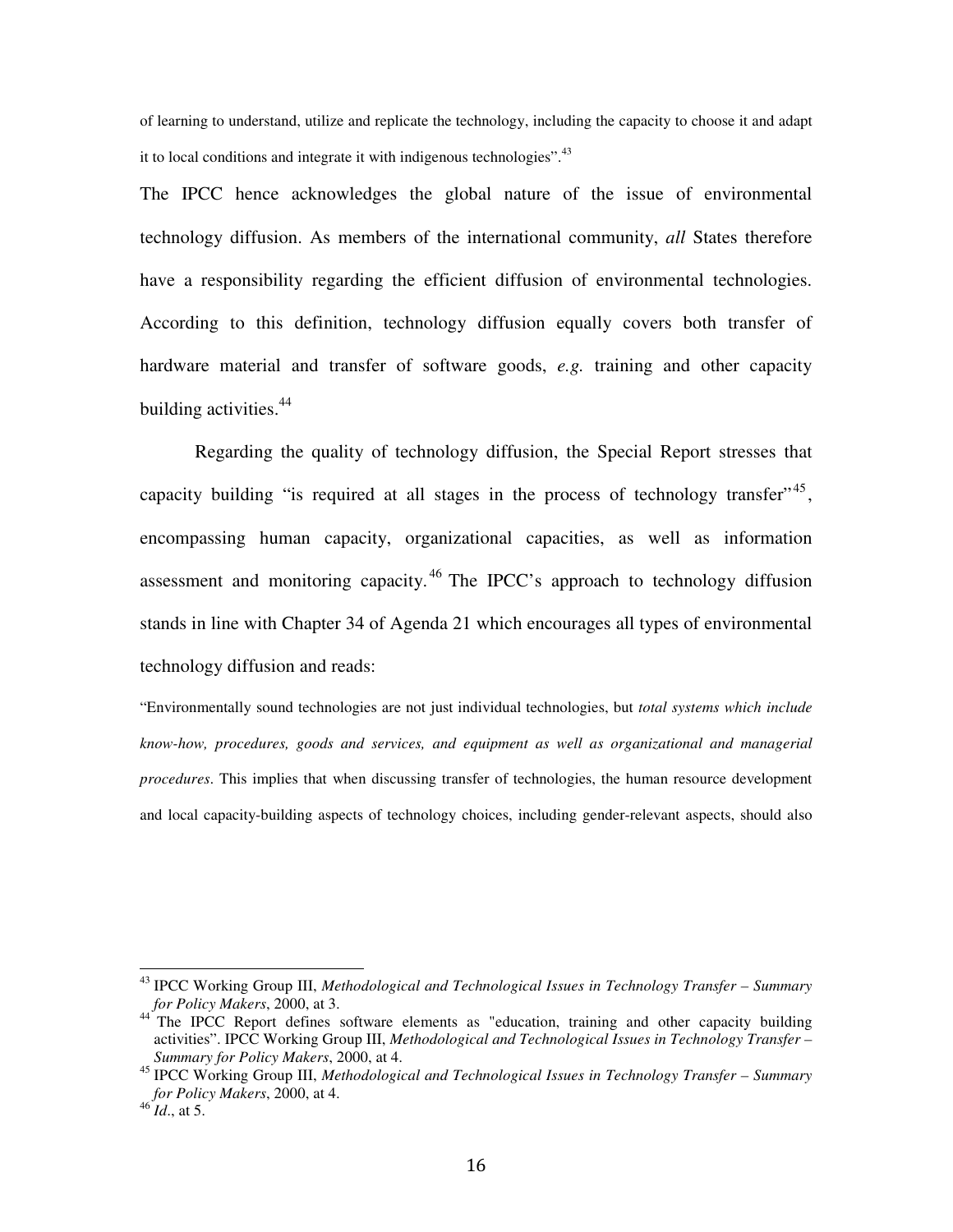of learning to understand, utilize and replicate the technology, including the capacity to choose it and adapt it to local conditions and integrate it with indigenous technologies".[43]

The IPCC hence acknowledges the global nature of the issue of environmental technology diffusion. As members of the international community, *all* States therefore have a responsibility regarding the efficient diffusion of environmental technologies. According to this definition, technology diffusion equally covers both transfer of hardware material and transfer of software goods, *e.g.* training and other capacity building activities.[44]

Regarding the quality of technology diffusion, the Special Report stresses that capacity building "is required at all stages in the process of technology transfer"[45], encompassing human capacity, organizational capacities, as well as information assessment and monitoring capacity.[46] The IPCC's approach to technology diffusion stands in line with Chapter 34 of Agenda 21 which encourages all types of environmental technology diffusion and reads:

"Environmentally sound technologies are not just individual technologies, but *total systems which include know-how, procedures, goods and services, and equipment as well as organizational and managerial procedures*. This implies that when discussing transfer of technologies, the human resource development and local capacity-building aspects of technology choices, including gender-relevant aspects, should also

---

[43] IPCC Working Group III, *Methodological and Technological Issues in Technology Transfer – Summary for Policy Makers*, 2000, at 3.

[44] The IPCC Report defines software elements as "education, training and other capacity building activities". IPCC Working Group III, *Methodological and Technological Issues in Technology Transfer – Summary for Policy Makers*, 2000, at 4.

[45] IPCC Working Group III, *Methodological and Technological Issues in Technology Transfer – Summary for Policy Makers*, 2000, at 4.

[46] *Id*., at 5.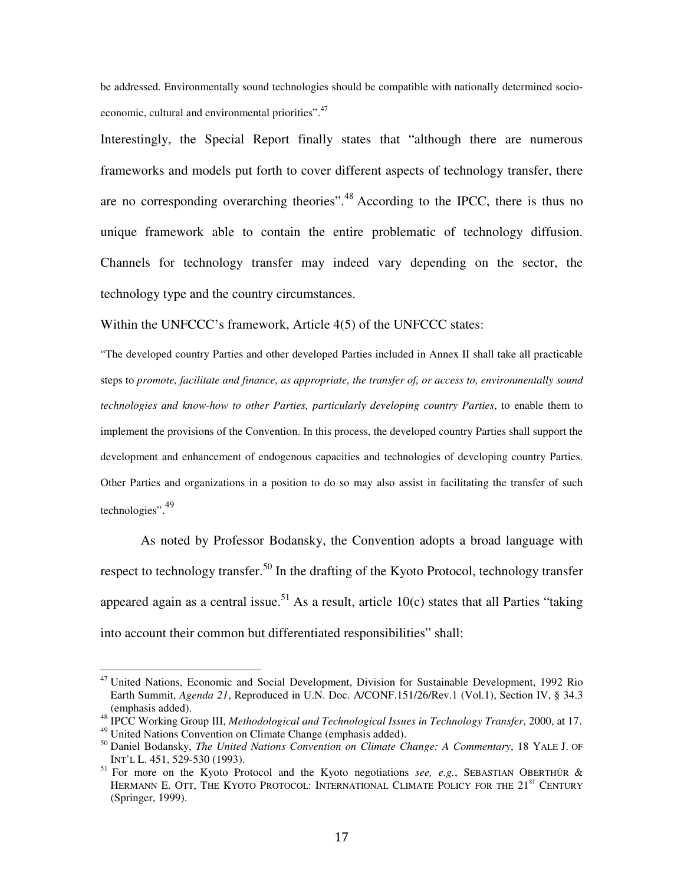be addressed. Environmentally sound technologies should be compatible with nationally determined socio-economic, cultural and environmental priorities".[47]

Interestingly, the Special Report finally states that "although there are numerous frameworks and models put forth to cover different aspects of technology transfer, there are no corresponding overarching theories".[48] According to the IPCC, there is thus no unique framework able to contain the entire problematic of technology diffusion. Channels for technology transfer may indeed vary depending on the sector, the technology type and the country circumstances.

Within the UNFCCC's framework, Article 4(5) of the UNFCCC states:

"The developed country Parties and other developed Parties included in Annex II shall take all practicable steps to *promote, facilitate and finance, as appropriate, the transfer of, or access to, environmentally sound technologies and know-how to other Parties, particularly developing country Parties*, to enable them to implement the provisions of the Convention. In this process, the developed country Parties shall support the development and enhancement of endogenous capacities and technologies of developing country Parties. Other Parties and organizations in a position to do so may also assist in facilitating the transfer of such technologies".[49]

As noted by Professor Bodansky, the Convention adopts a broad language with respect to technology transfer.[50] In the drafting of the Kyoto Protocol, technology transfer appeared again as a central issue.[51] As a result, article 10(c) states that all Parties "taking into account their common but differentiated responsibilities" shall:

---

[47] United Nations, Economic and Social Development, Division for Sustainable Development, 1992 Rio Earth Summit, *Agenda 21*, Reproduced in U.N. Doc. A/CONF.151/26/Rev.1 (Vol.1), Section IV, § 34.3 (emphasis added).

[48] IPCC Working Group III, *Methodological and Technological Issues in Technology Transfer*, 2000, at 17.

[49] United Nations Convention on Climate Change (emphasis added).

[50] Daniel Bodansky, *The United Nations Convention on Climate Change: A Commentary*, 18 YALE J. OF INT'L L. 451, 529-530 (1993).

[51] For more on the Kyoto Protocol and the Kyoto negotiations *see, e.g.*, SEBASTIAN OBERTHÜR & HERMANN E. OTT, THE KYOTO PROTOCOL: INTERNATIONAL CLIMATE POLICY FOR THE 21ST CENTURY (Springer, 1999).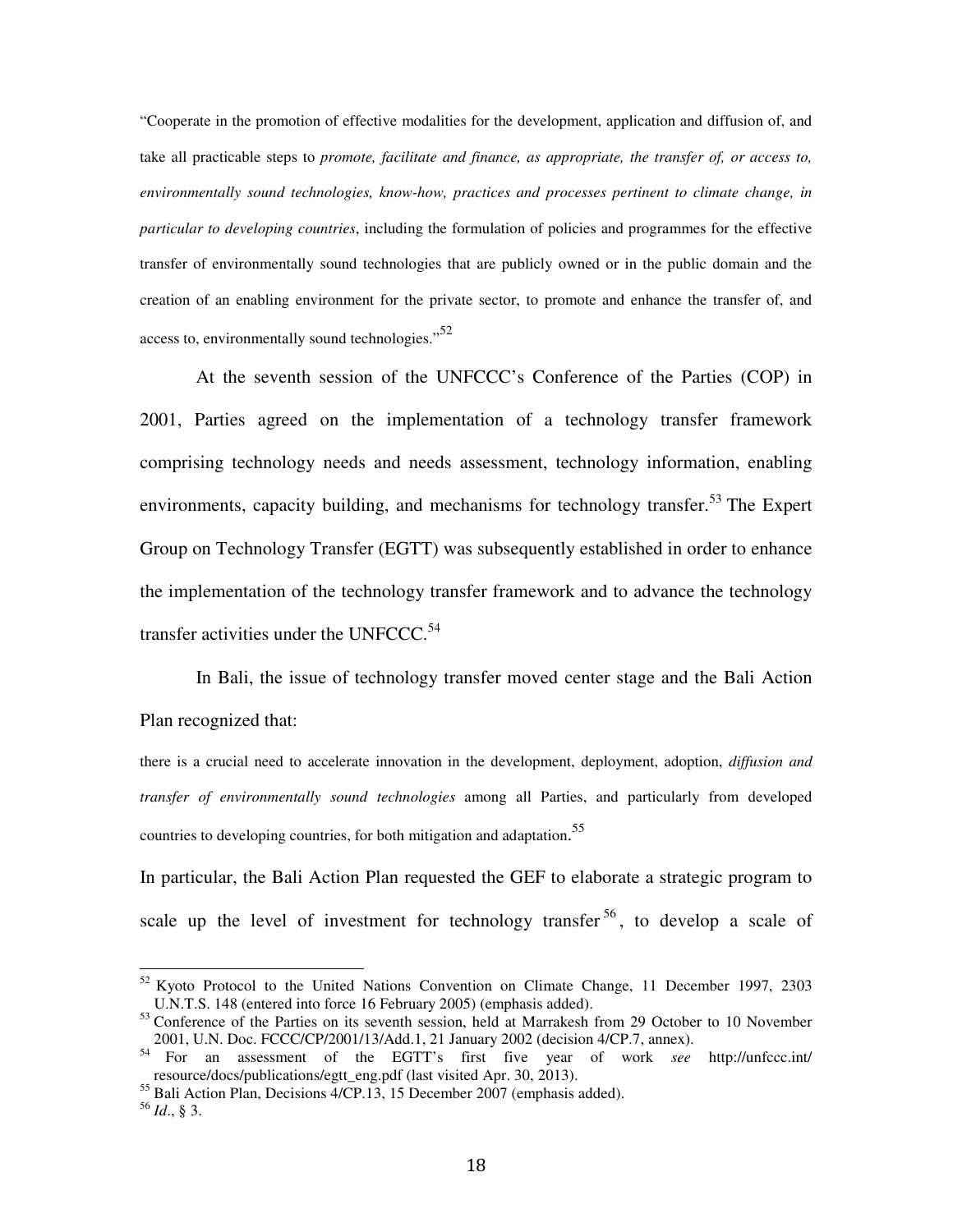"Cooperate in the promotion of effective modalities for the development, application and diffusion of, and take all practicable steps to *promote, facilitate and finance, as appropriate, the transfer of, or access to, environmentally sound technologies, know-how, practices and processes pertinent to climate change, in particular to developing countries*, including the formulation of policies and programmes for the effective transfer of environmentally sound technologies that are publicly owned or in the public domain and the creation of an enabling environment for the private sector, to promote and enhance the transfer of, and access to, environmentally sound technologies."[52]

At the seventh session of the UNFCCC's Conference of the Parties (COP) in 2001, Parties agreed on the implementation of a technology transfer framework comprising technology needs and needs assessment, technology information, enabling environments, capacity building, and mechanisms for technology transfer.[53] The Expert Group on Technology Transfer (EGTT) was subsequently established in order to enhance the implementation of the technology transfer framework and to advance the technology transfer activities under the UNFCCC.[54]

In Bali, the issue of technology transfer moved center stage and the Bali Action Plan recognized that:

there is a crucial need to accelerate innovation in the development, deployment, adoption, *diffusion and transfer of environmentally sound technologies* among all Parties, and particularly from developed countries to developing countries, for both mitigation and adaptation.[55]

In particular, the Bali Action Plan requested the GEF to elaborate a strategic program to scale up the level of investment for technology transfer[56], to develop a scale of

---

[52] Kyoto Protocol to the United Nations Convention on Climate Change, 11 December 1997, 2303 U.N.T.S. 148 (entered into force 16 February 2005) (emphasis added).

[53] Conference of the Parties on its seventh session, held at Marrakesh from 29 October to 10 November 2001, U.N. Doc. FCCC/CP/2001/13/Add.1, 21 January 2002 (decision 4/CP.7, annex).

[54] For an assessment of the EGTT's first five year of work *see* http://unfccc.int/resource/docs/publications/egtt_eng.pdf (last visited Apr. 30, 2013).

[55] Bali Action Plan, Decisions 4/CP.13, 15 December 2007 (emphasis added).

[56] *Id*., § 3.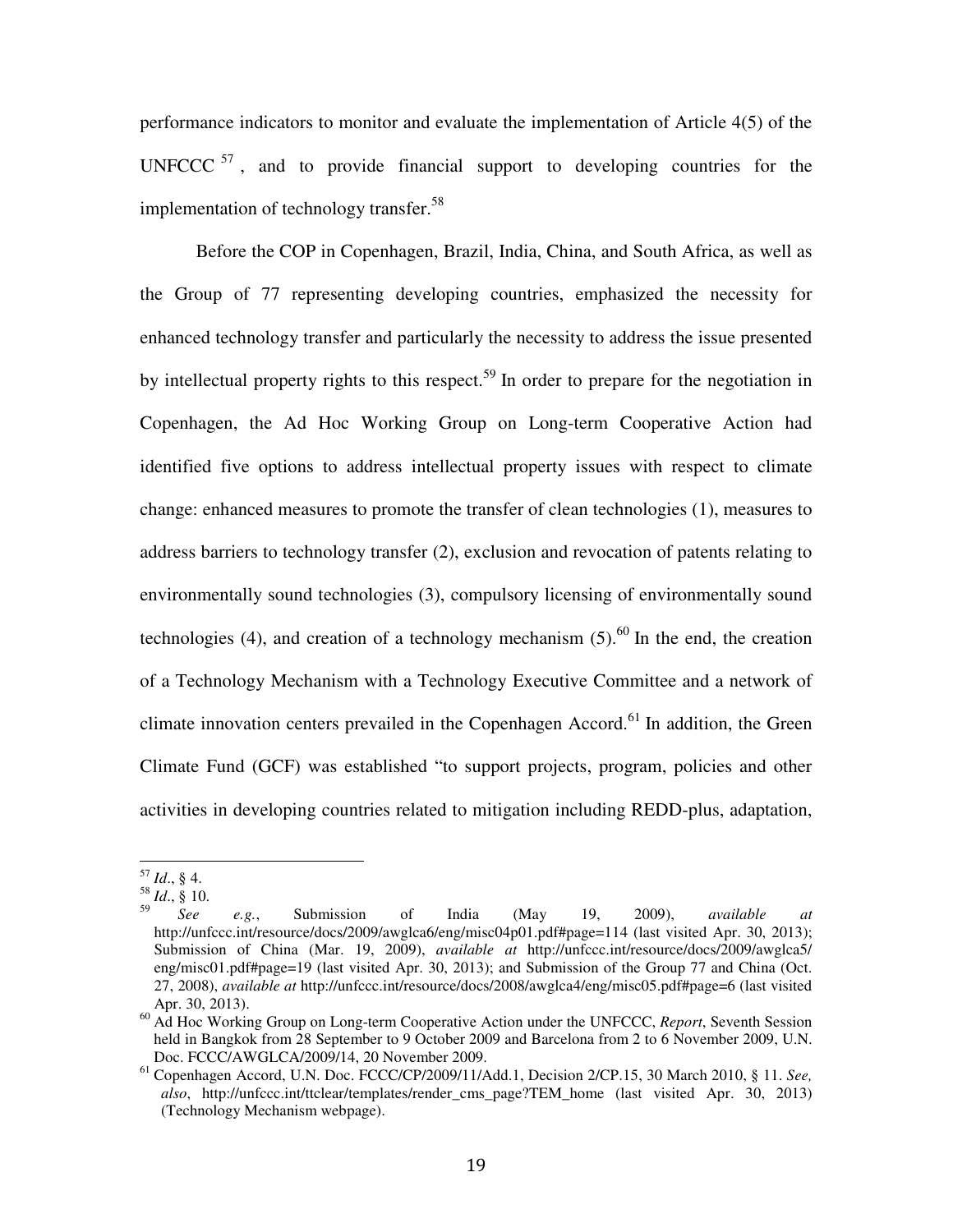performance indicators to monitor and evaluate the implementation of Article 4(5) of the UNFCCC [57], and to provide financial support to developing countries for the implementation of technology transfer.[58]

Before the COP in Copenhagen, Brazil, India, China, and South Africa, as well as the Group of 77 representing developing countries, emphasized the necessity for enhanced technology transfer and particularly the necessity to address the issue presented by intellectual property rights to this respect.[59] In order to prepare for the negotiation in Copenhagen, the Ad Hoc Working Group on Long-term Cooperative Action had identified five options to address intellectual property issues with respect to climate change: enhanced measures to promote the transfer of clean technologies (1), measures to address barriers to technology transfer (2), exclusion and revocation of patents relating to environmentally sound technologies (3), compulsory licensing of environmentally sound technologies (4), and creation of a technology mechanism (5).[60] In the end, the creation of a Technology Mechanism with a Technology Executive Committee and a network of climate innovation centers prevailed in the Copenhagen Accord.[61] In addition, the Green Climate Fund (GCF) was established "to support projects, program, policies and other activities in developing countries related to mitigation including REDD-plus, adaptation,

---

[57] *Id*., § 4.

[58] *Id*., § 10.

[59] *See e.g.*, Submission of India (May 19, 2009), *available at* http://unfccc.int/resource/docs/2009/awglca6/eng/misc04p01.pdf#page=114 (last visited Apr. 30, 2013); Submission of China (Mar. 19, 2009), *available at* http://unfccc.int/resource/docs/2009/awglca5/eng/misc01.pdf#page=19 (last visited Apr. 30, 2013); and Submission of the Group 77 and China (Oct. 27, 2008), *available at* http://unfccc.int/resource/docs/2008/awglca4/eng/misc05.pdf#page=6 (last visited Apr. 30, 2013).

[60] Ad Hoc Working Group on Long-term Cooperative Action under the UNFCCC, *Report*, Seventh Session held in Bangkok from 28 September to 9 October 2009 and Barcelona from 2 to 6 November 2009, U.N. Doc. FCCC/AWGLCA/2009/14, 20 November 2009.

[61] Copenhagen Accord, U.N. Doc. FCCC/CP/2009/11/Add.1, Decision 2/CP.15, 30 March 2010, § 11. *See, also*, http://unfccc.int/ttclear/templates/render_cms_page?TEM_home (last visited Apr. 30, 2013) (Technology Mechanism webpage).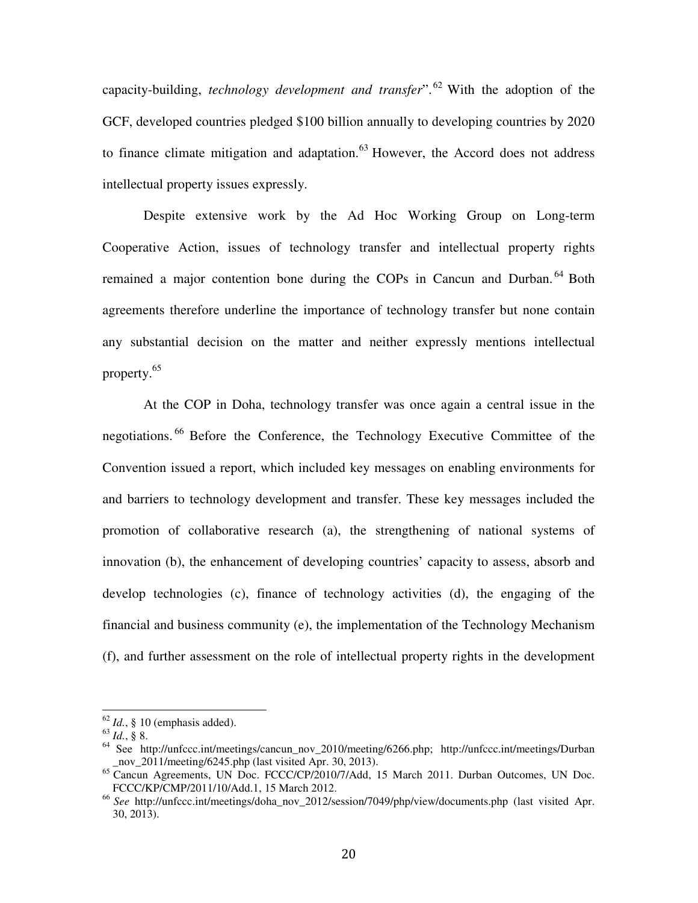capacity-building, *technology development and transfer*".[62] With the adoption of the GCF, developed countries pledged $100 billion annually to developing countries by 2020 to finance climate mitigation and adaptation.[63] However, the Accord does not address intellectual property issues expressly.

Despite extensive work by the Ad Hoc Working Group on Long-term Cooperative Action, issues of technology transfer and intellectual property rights remained a major contention bone during the COPs in Cancun and Durban.[64] Both agreements therefore underline the importance of technology transfer but none contain any substantial decision on the matter and neither expressly mentions intellectual property.[65]

At the COP in Doha, technology transfer was once again a central issue in the negotiations.[66] Before the Conference, the Technology Executive Committee of the Convention issued a report, which included key messages on enabling environments for and barriers to technology development and transfer. These key messages included the promotion of collaborative research (a), the strengthening of national systems of innovation (b), the enhancement of developing countries' capacity to assess, absorb and develop technologies (c), finance of technology activities (d), the engaging of the financial and business community (e), the implementation of the Technology Mechanism (f), and further assessment on the role of intellectual property rights in the development

---

[62] *Id.*, § 10 (emphasis added).

[63] *Id.*, § 8.

[64] See http://unfccc.int/meetings/cancun_nov_2010/meeting/6266.php; http://unfccc.int/meetings/Durban_nov_2011/meeting/6245.php (last visited Apr. 30, 2013).

[65] Cancun Agreements, UN Doc. FCCC/CP/2010/7/Add, 15 March 2011. Durban Outcomes, UN Doc. FCCC/KP/CMP/2011/10/Add.1, 15 March 2012.

[66] *See* http://unfccc.int/meetings/doha_nov_2012/session/7049/php/view/documents.php (last visited Apr. 30, 2013).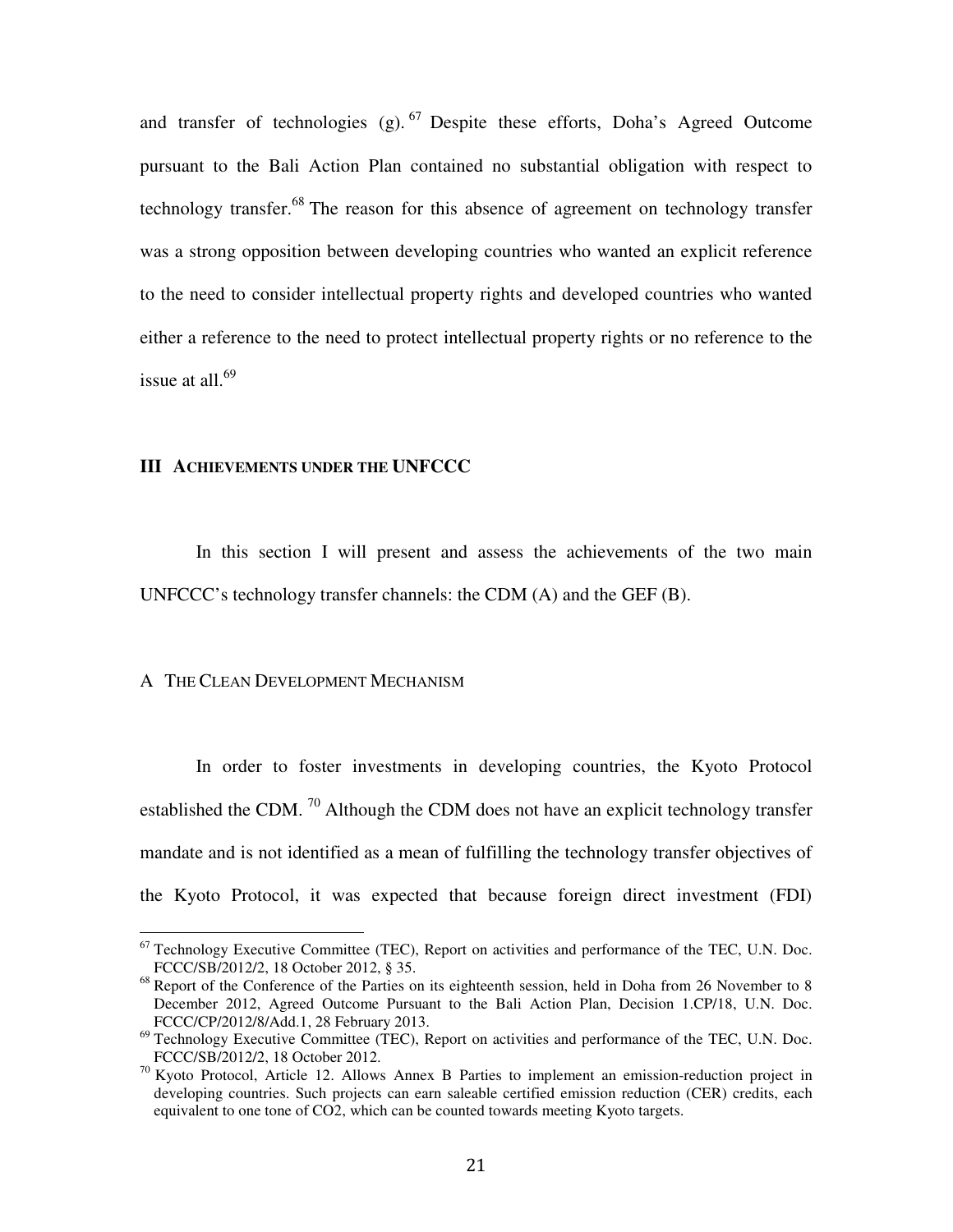and transfer of technologies (g).[67] Despite these efforts, Doha's Agreed Outcome pursuant to the Bali Action Plan contained no substantial obligation with respect to technology transfer.[68] The reason for this absence of agreement on technology transfer was a strong opposition between developing countries who wanted an explicit reference to the need to consider intellectual property rights and developed countries who wanted either a reference to the need to protect intellectual property rights or no reference to the issue at all.[69]

## III ACHIEVEMENTS UNDER THE UNFCCC

In this section I will present and assess the achievements of the two main UNFCCC's technology transfer channels: the CDM (A) and the GEF (B).

### A THE CLEAN DEVELOPMENT MECHANISM

In order to foster investments in developing countries, the Kyoto Protocol established the CDM.[70] Although the CDM does not have an explicit technology transfer mandate and is not identified as a mean of fulfilling the technology transfer objectives of the Kyoto Protocol, it was expected that because foreign direct investment (FDI)

---

[67] Technology Executive Committee (TEC), Report on activities and performance of the TEC, U.N. Doc. FCCC/SB/2012/2, 18 October 2012, § 35.

[68] Report of the Conference of the Parties on its eighteenth session, held in Doha from 26 November to 8 December 2012, Agreed Outcome Pursuant to the Bali Action Plan, Decision 1.CP/18, U.N. Doc. FCCC/CP/2012/8/Add.1, 28 February 2013.

[69] Technology Executive Committee (TEC), Report on activities and performance of the TEC, U.N. Doc. FCCC/SB/2012/2, 18 October 2012.

[70] Kyoto Protocol, Article 12. Allows Annex B Parties to implement an emission-reduction project in developing countries. Such projects can earn saleable certified emission reduction (CER) credits, each equivalent to one tone of $CO_2$, which can be counted towards meeting Kyoto targets.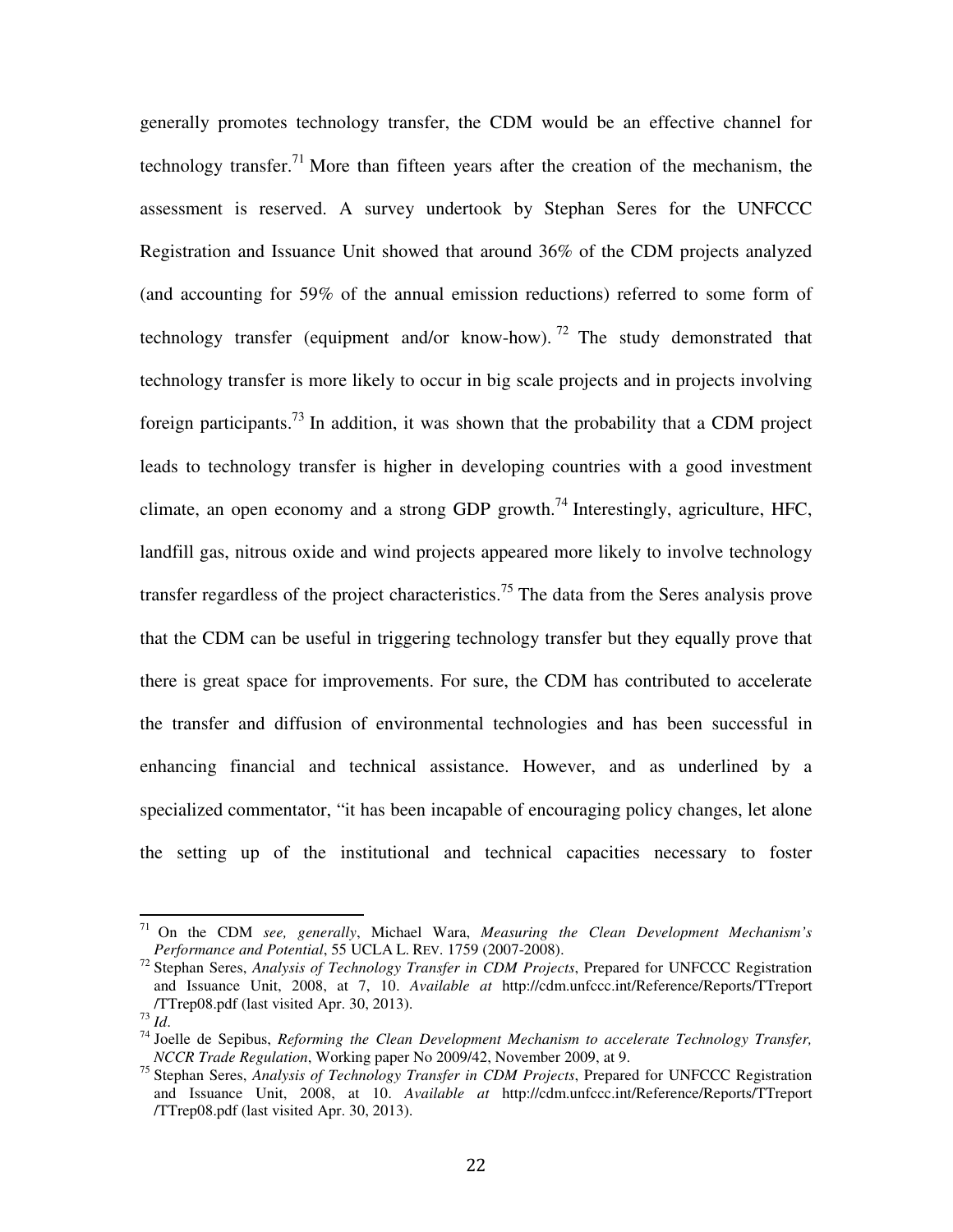generally promotes technology transfer, the CDM would be an effective channel for technology transfer.[71] More than fifteen years after the creation of the mechanism, the assessment is reserved. A survey undertook by Stephan Seres for the UNFCCC Registration and Issuance Unit showed that around 36% of the CDM projects analyzed (and accounting for 59% of the annual emission reductions) referred to some form of technology transfer (equipment and/or know-how).[72] The study demonstrated that technology transfer is more likely to occur in big scale projects and in projects involving foreign participants.[73] In addition, it was shown that the probability that a CDM project leads to technology transfer is higher in developing countries with a good investment climate, an open economy and a strong GDP growth.[74] Interestingly, agriculture, HFC, landfill gas, nitrous oxide and wind projects appeared more likely to involve technology transfer regardless of the project characteristics.[75] The data from the Seres analysis prove that the CDM can be useful in triggering technology transfer but they equally prove that there is great space for improvements. For sure, the CDM has contributed to accelerate the transfer and diffusion of environmental technologies and has been successful in enhancing financial and technical assistance. However, and as underlined by a specialized commentator, "it has been incapable of encouraging policy changes, let alone the setting up of the institutional and technical capacities necessary to foster

---

[71] On the CDM *see, generally*, Michael Wara, *Measuring the Clean Development Mechanism's Performance and Potential*, 55 UCLA L. REV. 1759 (2007-2008).

[72] Stephan Seres, *Analysis of Technology Transfer in CDM Projects*, Prepared for UNFCCC Registration and Issuance Unit, 2008, at 7, 10. *Available at* http://cdm.unfccc.int/Reference/Reports/TTreport/TTrep08.pdf (last visited Apr. 30, 2013).

[73] *Id*.

[74] Joelle de Sepibus, *Reforming the Clean Development Mechanism to accelerate Technology Transfer, NCCR Trade Regulation*, Working paper No 2009/42, November 2009, at 9.

[75] Stephan Seres, *Analysis of Technology Transfer in CDM Projects*, Prepared for UNFCCC Registration and Issuance Unit, 2008, at 10. *Available at* http://cdm.unfccc.int/Reference/Reports/TTreport/TTrep08.pdf (last visited Apr. 30, 2013).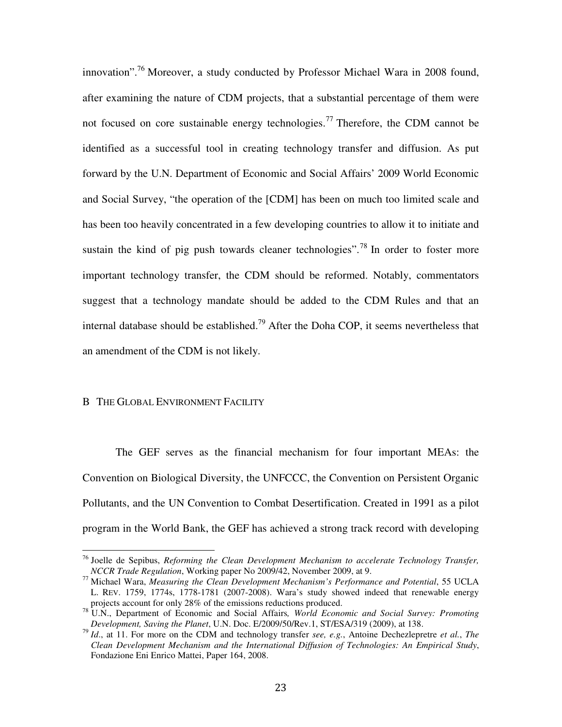innovation".[76] Moreover, a study conducted by Professor Michael Wara in 2008 found, after examining the nature of CDM projects, that a substantial percentage of them were not focused on core sustainable energy technologies.[77] Therefore, the CDM cannot be identified as a successful tool in creating technology transfer and diffusion. As put forward by the U.N. Department of Economic and Social Affairs' 2009 World Economic and Social Survey, "the operation of the [CDM] has been on much too limited scale and has been too heavily concentrated in a few developing countries to allow it to initiate and sustain the kind of pig push towards cleaner technologies".[78] In order to foster more important technology transfer, the CDM should be reformed. Notably, commentators suggest that a technology mandate should be added to the CDM Rules and that an internal database should be established.[79] After the Doha COP, it seems nevertheless that an amendment of the CDM is not likely.

### B THE GLOBAL ENVIRONMENT FACILITY

The GEF serves as the financial mechanism for four important MEAs: the Convention on Biological Diversity, the UNFCCC, the Convention on Persistent Organic Pollutants, and the UN Convention to Combat Desertification. Created in 1991 as a pilot program in the World Bank, the GEF has achieved a strong track record with developing

---

[76] Joelle de Sepibus, *Reforming the Clean Development Mechanism to accelerate Technology Transfer, NCCR Trade Regulation*, Working paper No 2009/42, November 2009, at 9.

[77] Michael Wara, *Measuring the Clean Development Mechanism's Performance and Potential*, 55 UCLA L. REV. 1759, 1774s, 1778-1781 (2007-2008). Wara's study showed indeed that renewable energy projects account for only 28% of the emissions reductions produced.

[78] U.N., Department of Economic and Social Affairs*, World Economic and Social Survey: Promoting Development, Saving the Planet*, U.N. Doc. E/2009/50/Rev.1, ST/ESA/319 (2009), at 138.

[79] *Id*., at 11. For more on the CDM and technology transfer *see, e.g.*, Antoine Dechezlepretre *et al.*, *The Clean Development Mechanism and the International Diffusion of Technologies: An Empirical Study*, Fondazione Eni Enrico Mattei, Paper 164, 2008.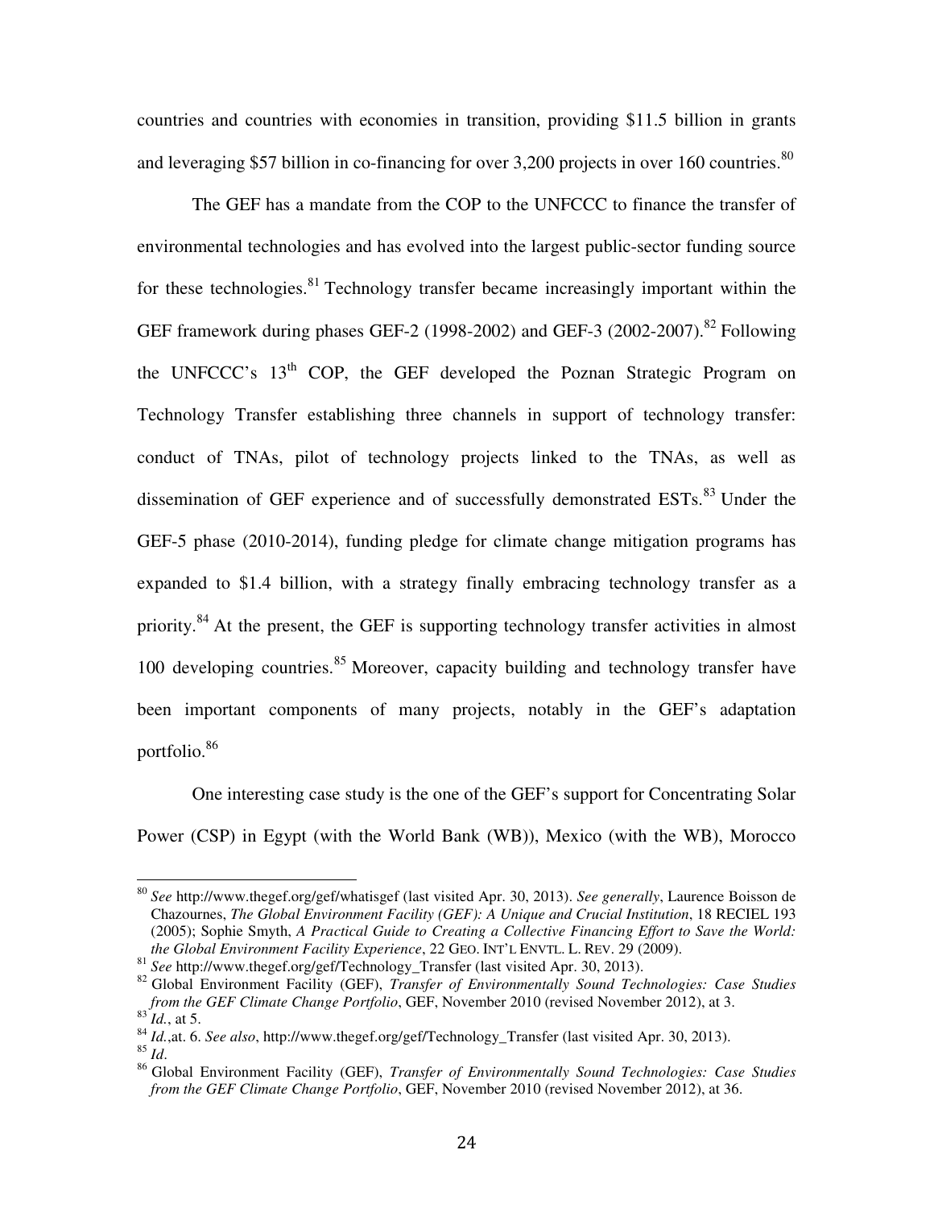countries and countries with economies in transition, providing $11.5 billion in grants and leveraging $57 billion in co-financing for over 3,200 projects in over 160 countries.[80]

The GEF has a mandate from the COP to the UNFCCC to finance the transfer of environmental technologies and has evolved into the largest public-sector funding source for these technologies.[81] Technology transfer became increasingly important within the GEF framework during phases GEF-2 (1998-2002) and GEF-3 (2002-2007).[82] Following the UNFCCC's 13th COP, the GEF developed the Poznan Strategic Program on Technology Transfer establishing three channels in support of technology transfer: conduct of TNAs, pilot of technology projects linked to the TNAs, as well as dissemination of GEF experience and of successfully demonstrated ESTs.[83] Under the GEF-5 phase (2010-2014), funding pledge for climate change mitigation programs has expanded to $1.4 billion, with a strategy finally embracing technology transfer as a priority.[84] At the present, the GEF is supporting technology transfer activities in almost 100 developing countries.[85] Moreover, capacity building and technology transfer have been important components of many projects, notably in the GEF's adaptation portfolio.[86]

One interesting case study is the one of the GEF's support for Concentrating Solar Power (CSP) in Egypt (with the World Bank (WB)), Mexico (with the WB), Morocco

---

[80] *See* http://www.thegef.org/gef/whatisgef (last visited Apr. 30, 2013). *See generally*, Laurence Boisson de Chazournes, *The Global Environment Facility (GEF): A Unique and Crucial Institution*, 18 RECIEL 193 (2005); Sophie Smyth, *A Practical Guide to Creating a Collective Financing Effort to Save the World: the Global Environment Facility Experience*, 22 GEO. INT'L ENVTL. L. REV. 29 (2009).

[81] *See* http://www.thegef.org/gef/Technology_Transfer (last visited Apr. 30, 2013).

[82] Global Environment Facility (GEF), *Transfer of Environmentally Sound Technologies: Case Studies from the GEF Climate Change Portfolio*, GEF, November 2010 (revised November 2012), at 3.

[83] *Id.*, at 5.

[84] *Id.*,at. 6. *See also*, http://www.thegef.org/gef/Technology_Transfer (last visited Apr. 30, 2013).

[85] *Id*.

[86] Global Environment Facility (GEF), *Transfer of Environmentally Sound Technologies: Case Studies from the GEF Climate Change Portfolio*, GEF, November 2010 (revised November 2012), at 36.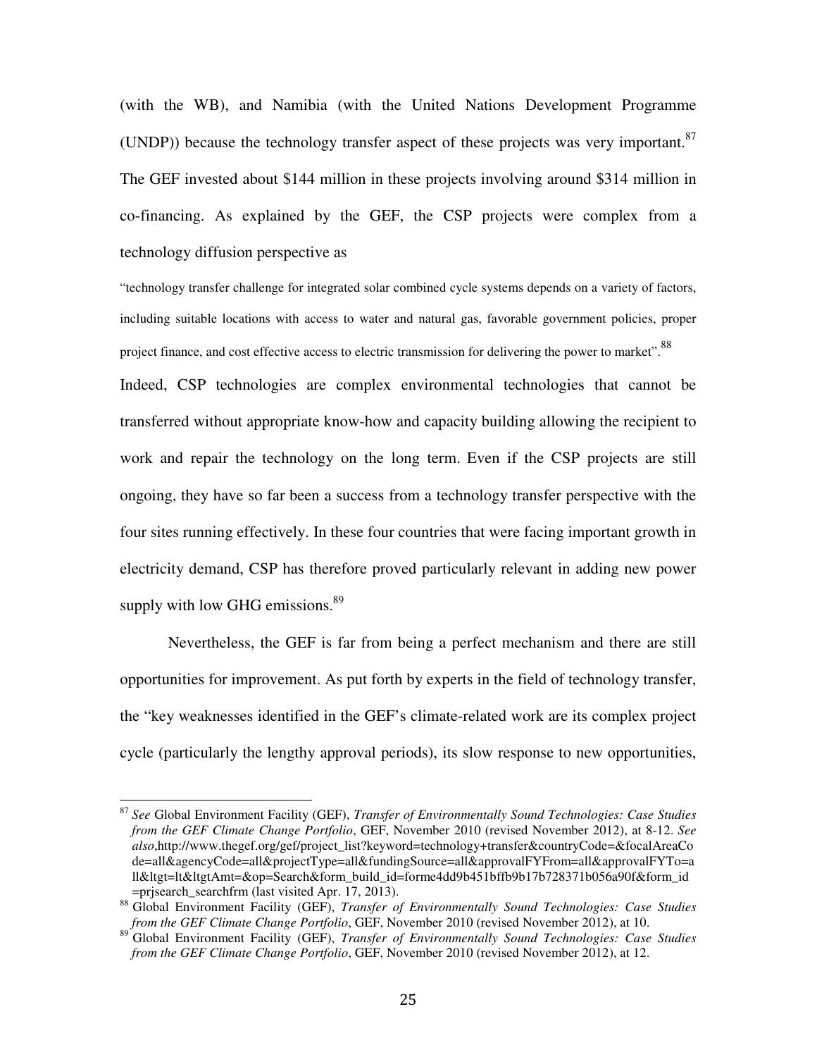(with the WB), and Namibia (with the United Nations Development Programme (UNDP)) because the technology transfer aspect of these projects was very important.[87] The GEF invested about $144 million in these projects involving around $314 million in co-financing. As explained by the GEF, the CSP projects were complex from a technology diffusion perspective as

> "technology transfer challenge for integrated solar combined cycle systems depends on a variety of factors, including suitable locations with access to water and natural gas, favorable government policies, proper project finance, and cost effective access to electric transmission for delivering the power to market".[88]

Indeed, CSP technologies are complex environmental technologies that cannot be transferred without appropriate know-how and capacity building allowing the recipient to work and repair the technology on the long term. Even if the CSP projects are still ongoing, they have so far been a success from a technology transfer perspective with the four sites running effectively. In these four countries that were facing important growth in electricity demand, CSP has therefore proved particularly relevant in adding new power supply with low GHG emissions.[89]

Nevertheless, the GEF is far from being a perfect mechanism and there are still opportunities for improvement. As put forth by experts in the field of technology transfer, the "key weaknesses identified in the GEF's climate-related work are its complex project cycle (particularly the lengthy approval periods), its slow response to new opportunities,

---

[87] *See* Global Environment Facility (GEF), *Transfer of Environmentally Sound Technologies: Case Studies from the GEF Climate Change Portfolio*, GEF, November 2010 (revised November 2012), at 8-12. *See also*,http://www.thegef.org/gef/project_list?keyword=technology+transfer&countryCode=&focalAreaCode=all&agencyCode=all&projectType=all&fundingSource=all&approvalFYFrom=all&approvalFYTo=all&ltgt=lt&ltgtAmt=&op=Search&form_build_id=forme4dd9b451bffb9b17b728371b056a90f&form_id=prjsearch_searchfrm (last visited Apr. 17, 2013).

[88] Global Environment Facility (GEF), *Transfer of Environmentally Sound Technologies: Case Studies from the GEF Climate Change Portfolio*, GEF, November 2010 (revised November 2012), at 10.

[89] Global Environment Facility (GEF), *Transfer of Environmentally Sound Technologies: Case Studies from the GEF Climate Change Portfolio*, GEF, November 2010 (revised November 2012), at 12.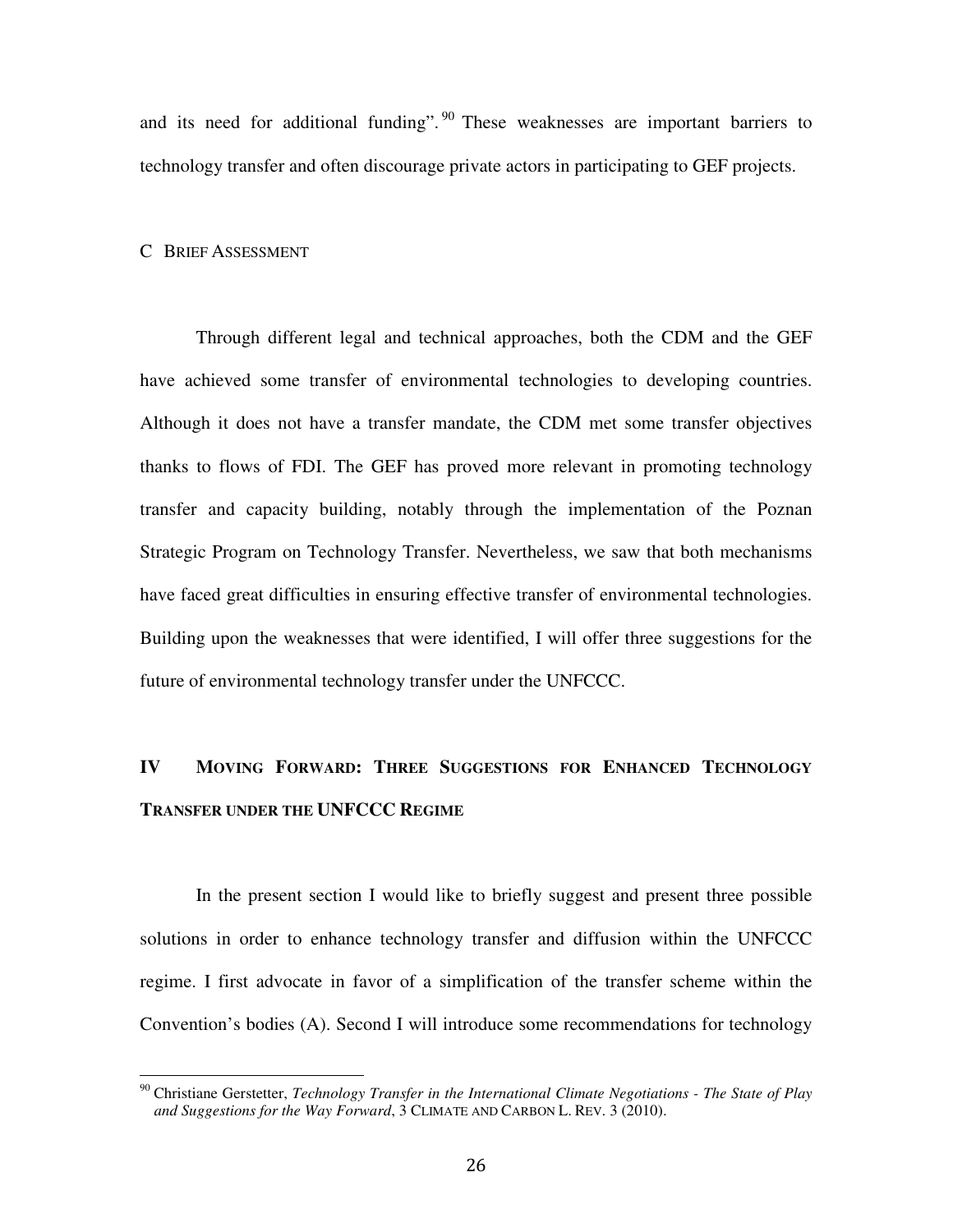and its need for additional funding".[90] These weaknesses are important barriers to technology transfer and often discourage private actors in participating to GEF projects.

### C BRIEF ASSESSMENT

Through different legal and technical approaches, both the CDM and the GEF have achieved some transfer of environmental technologies to developing countries. Although it does not have a transfer mandate, the CDM met some transfer objectives thanks to flows of FDI. The GEF has proved more relevant in promoting technology transfer and capacity building, notably through the implementation of the Poznan Strategic Program on Technology Transfer. Nevertheless, we saw that both mechanisms have faced great difficulties in ensuring effective transfer of environmental technologies. Building upon the weaknesses that were identified, I will offer three suggestions for the future of environmental technology transfer under the UNFCCC.

## IV MOVING FORWARD: THREE SUGGESTIONS FOR ENHANCED TECHNOLOGY TRANSFER UNDER THE UNFCCC REGIME

In the present section I would like to briefly suggest and present three possible solutions in order to enhance technology transfer and diffusion within the UNFCCC regime. I first advocate in favor of a simplification of the transfer scheme within the Convention's bodies (A). Second I will introduce some recommendations for technology

[90] Christiane Gerstetter, *Technology Transfer in the International Climate Negotiations - The State of Play and Suggestions for the Way Forward*, 3 CLIMATE AND CARBON L. REV. 3 (2010).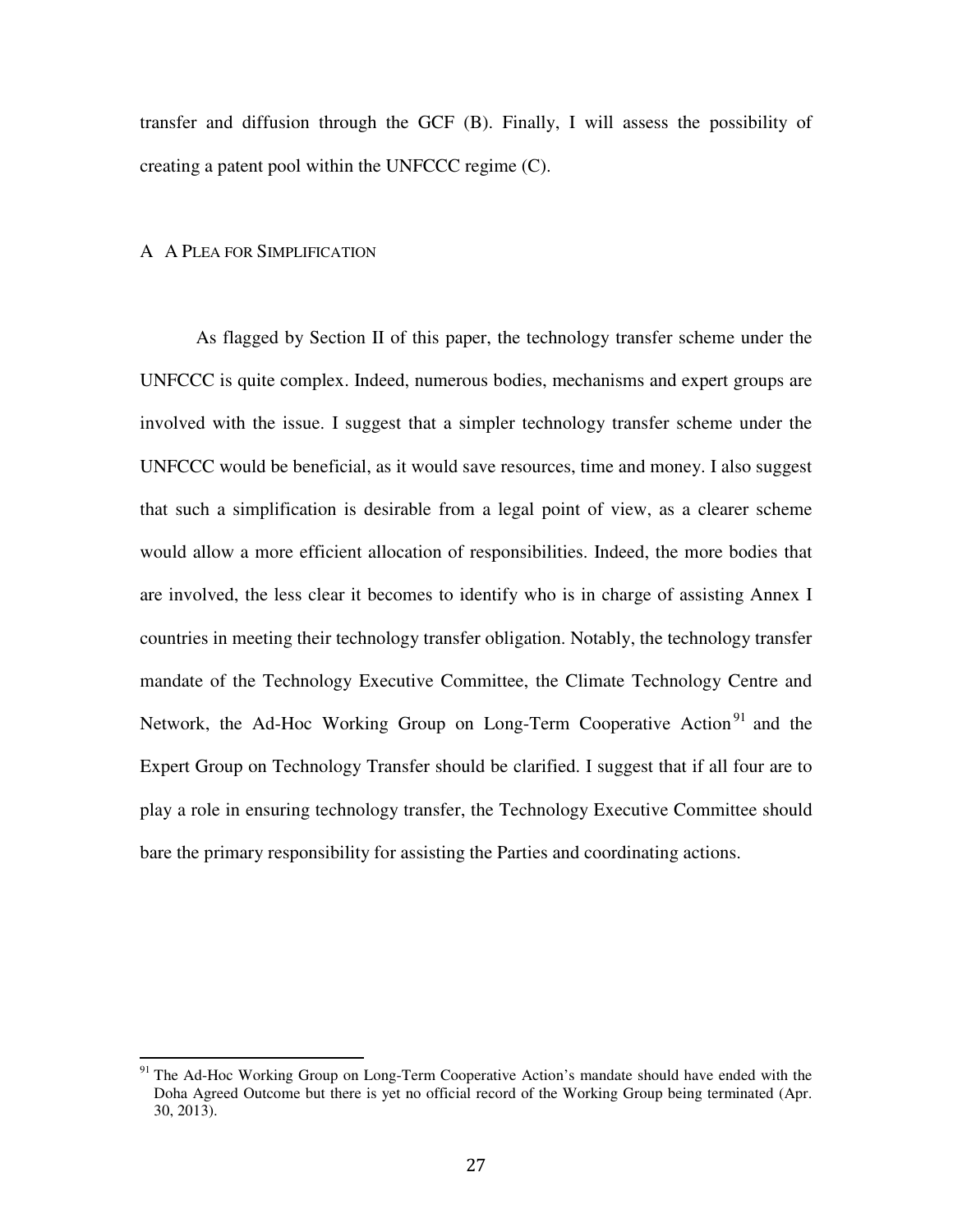transfer and diffusion through the GCF (B). Finally, I will assess the possibility of creating a patent pool within the UNFCCC regime (C).

### A A PLEA FOR SIMPLIFICATION

As flagged by Section II of this paper, the technology transfer scheme under the UNFCCC is quite complex. Indeed, numerous bodies, mechanisms and expert groups are involved with the issue. I suggest that a simpler technology transfer scheme under the UNFCCC would be beneficial, as it would save resources, time and money. I also suggest that such a simplification is desirable from a legal point of view, as a clearer scheme would allow a more efficient allocation of responsibilities. Indeed, the more bodies that are involved, the less clear it becomes to identify who is in charge of assisting Annex I countries in meeting their technology transfer obligation. Notably, the technology transfer mandate of the Technology Executive Committee, the Climate Technology Centre and Network, the Ad-Hoc Working Group on Long-Term Cooperative Action[91] and the Expert Group on Technology Transfer should be clarified. I suggest that if all four are to play a role in ensuring technology transfer, the Technology Executive Committee should bare the primary responsibility for assisting the Parties and coordinating actions.

---

[91] The Ad-Hoc Working Group on Long-Term Cooperative Action's mandate should have ended with the Doha Agreed Outcome but there is yet no official record of the Working Group being terminated (Apr. 30, 2013).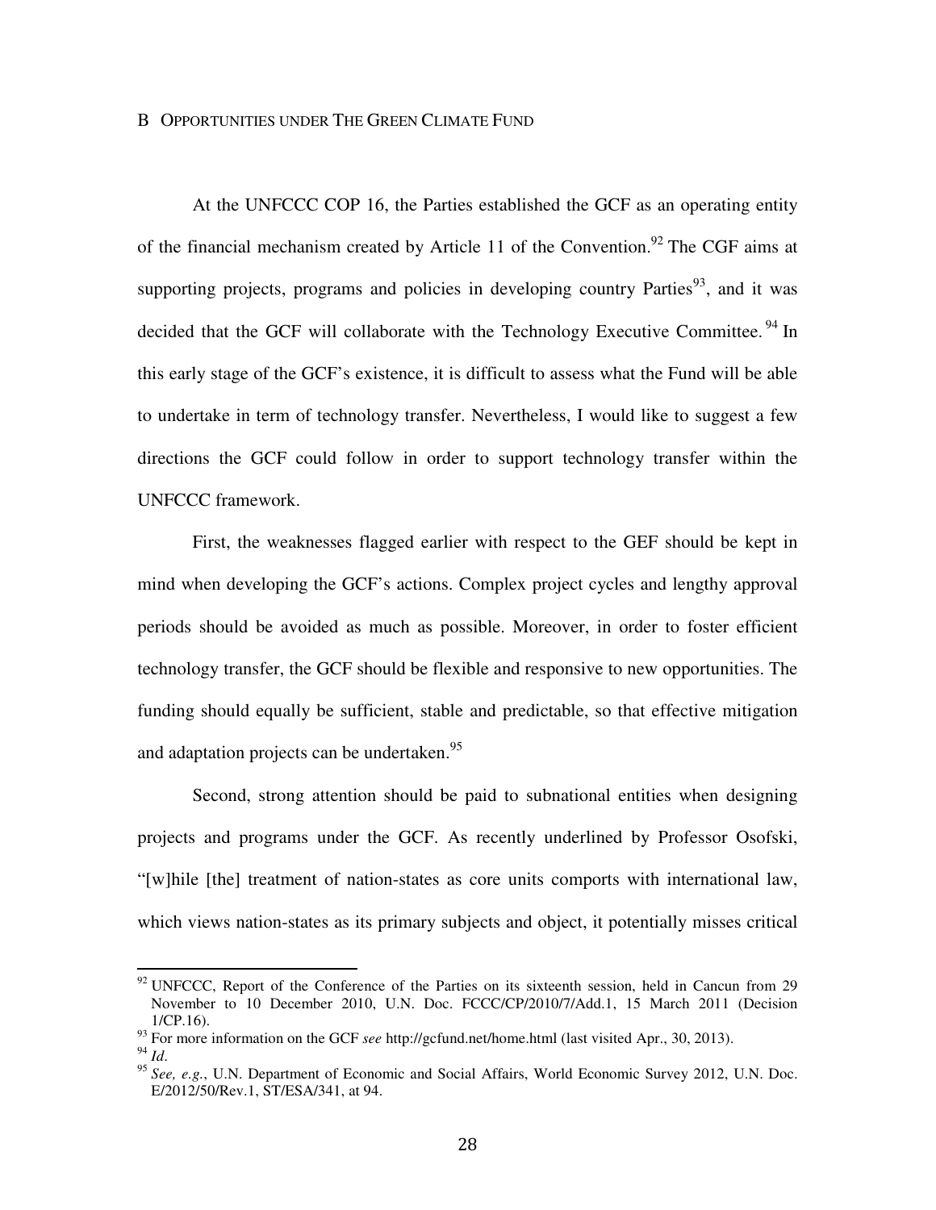## B OPPORTUNITIES UNDER THE GREEN CLIMATE FUND

At the UNFCCC COP 16, the Parties established the GCF as an operating entity of the financial mechanism created by Article 11 of the Convention.[92] The CGF aims at supporting projects, programs and policies in developing country Parties[93], and it was decided that the GCF will collaborate with the Technology Executive Committee.[94] In this early stage of the GCF's existence, it is difficult to assess what the Fund will be able to undertake in term of technology transfer. Nevertheless, I would like to suggest a few directions the GCF could follow in order to support technology transfer within the UNFCCC framework.

First, the weaknesses flagged earlier with respect to the GEF should be kept in mind when developing the GCF's actions. Complex project cycles and lengthy approval periods should be avoided as much as possible. Moreover, in order to foster efficient technology transfer, the GCF should be flexible and responsive to new opportunities. The funding should equally be sufficient, stable and predictable, so that effective mitigation and adaptation projects can be undertaken.[95]

Second, strong attention should be paid to subnational entities when designing projects and programs under the GCF. As recently underlined by Professor Osofski, "[w]hile [the] treatment of nation-states as core units comports with international law, which views nation-states as its primary subjects and object, it potentially misses critical

---

[92] UNFCCC, Report of the Conference of the Parties on its sixteenth session, held in Cancun from 29 November to 10 December 2010, U.N. Doc. FCCC/CP/2010/7/Add.1, 15 March 2011 (Decision 1/CP.16).

[93] For more information on the GCF *see* http://gcfund.net/home.html (last visited Apr., 30, 2013).

[94] *Id*.

[95] *See, e.g.*, U.N. Department of Economic and Social Affairs, World Economic Survey 2012, U.N. Doc. E/2012/50/Rev.1, ST/ESA/341, at 94.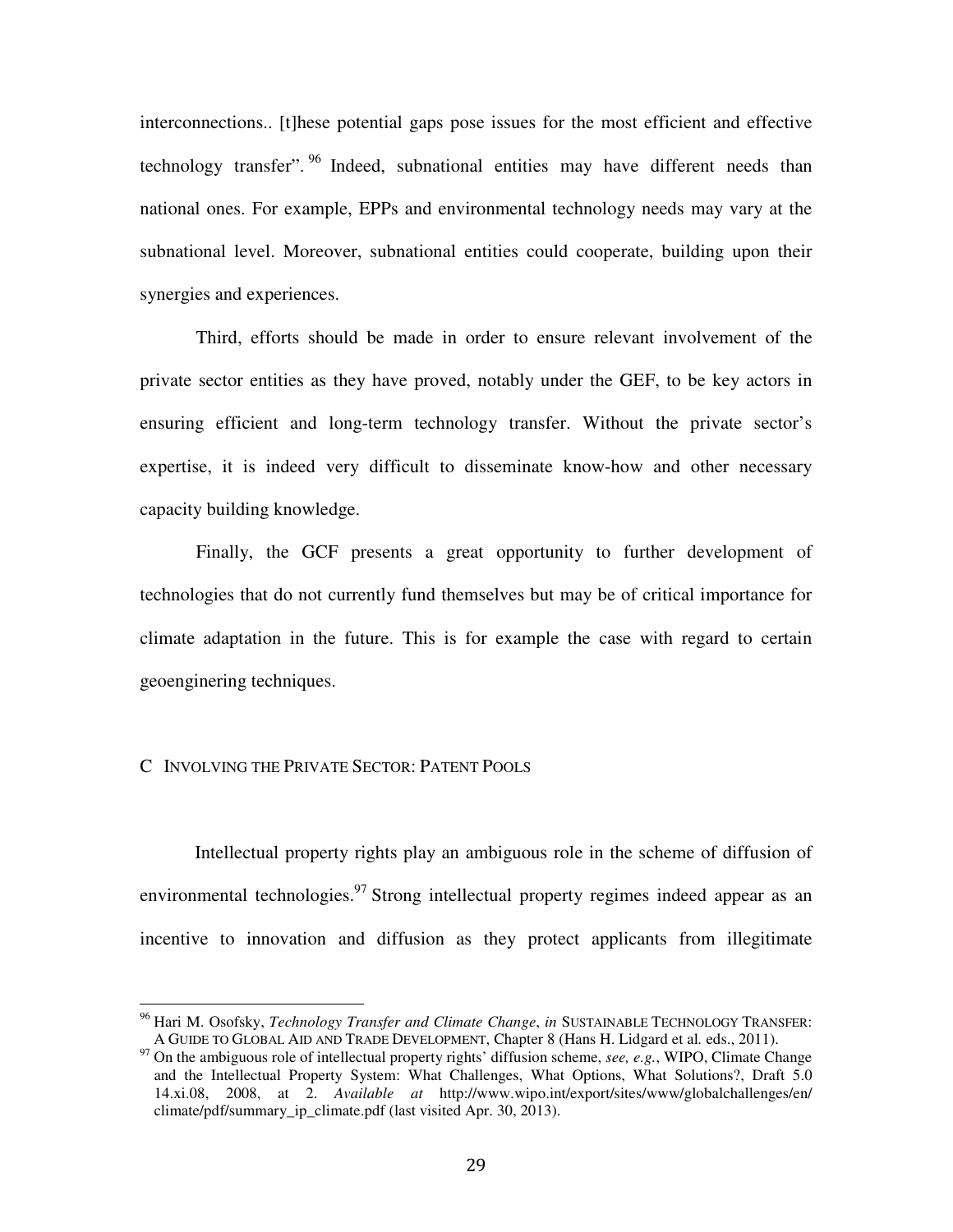interconnections.. [t]hese potential gaps pose issues for the most efficient and effective technology transfer".[96] Indeed, subnational entities may have different needs than national ones. For example, EPPs and environmental technology needs may vary at the subnational level. Moreover, subnational entities could cooperate, building upon their synergies and experiences.

Third, efforts should be made in order to ensure relevant involvement of the private sector entities as they have proved, notably under the GEF, to be key actors in ensuring efficient and long-term technology transfer. Without the private sector's expertise, it is indeed very difficult to disseminate know-how and other necessary capacity building knowledge.

Finally, the GCF presents a great opportunity to further development of technologies that do not currently fund themselves but may be of critical importance for climate adaptation in the future. This is for example the case with regard to certain geoenginering techniques.

## C INVOLVING THE PRIVATE SECTOR: PATENT POOLS

Intellectual property rights play an ambiguous role in the scheme of diffusion of environmental technologies.[97] Strong intellectual property regimes indeed appear as an incentive to innovation and diffusion as they protect applicants from illegitimate

---

[96] Hari M. Osofsky, *Technology Transfer and Climate Change*, *in* SUSTAINABLE TECHNOLOGY TRANSFER: A GUIDE TO GLOBAL AID AND TRADE DEVELOPMENT, Chapter 8 (Hans H. Lidgard et al. eds., 2011).

[97] On the ambiguous role of intellectual property rights' diffusion scheme, *see, e.g.*, WIPO, Climate Change and the Intellectual Property System: What Challenges, What Options, What Solutions?, Draft 5.0 14.xi.08, 2008, at 2. *Available at* http://www.wipo.int/export/sites/www/globalchallenges/en/climate/pdf/summary_ip_climate.pdf (last visited Apr. 30, 2013).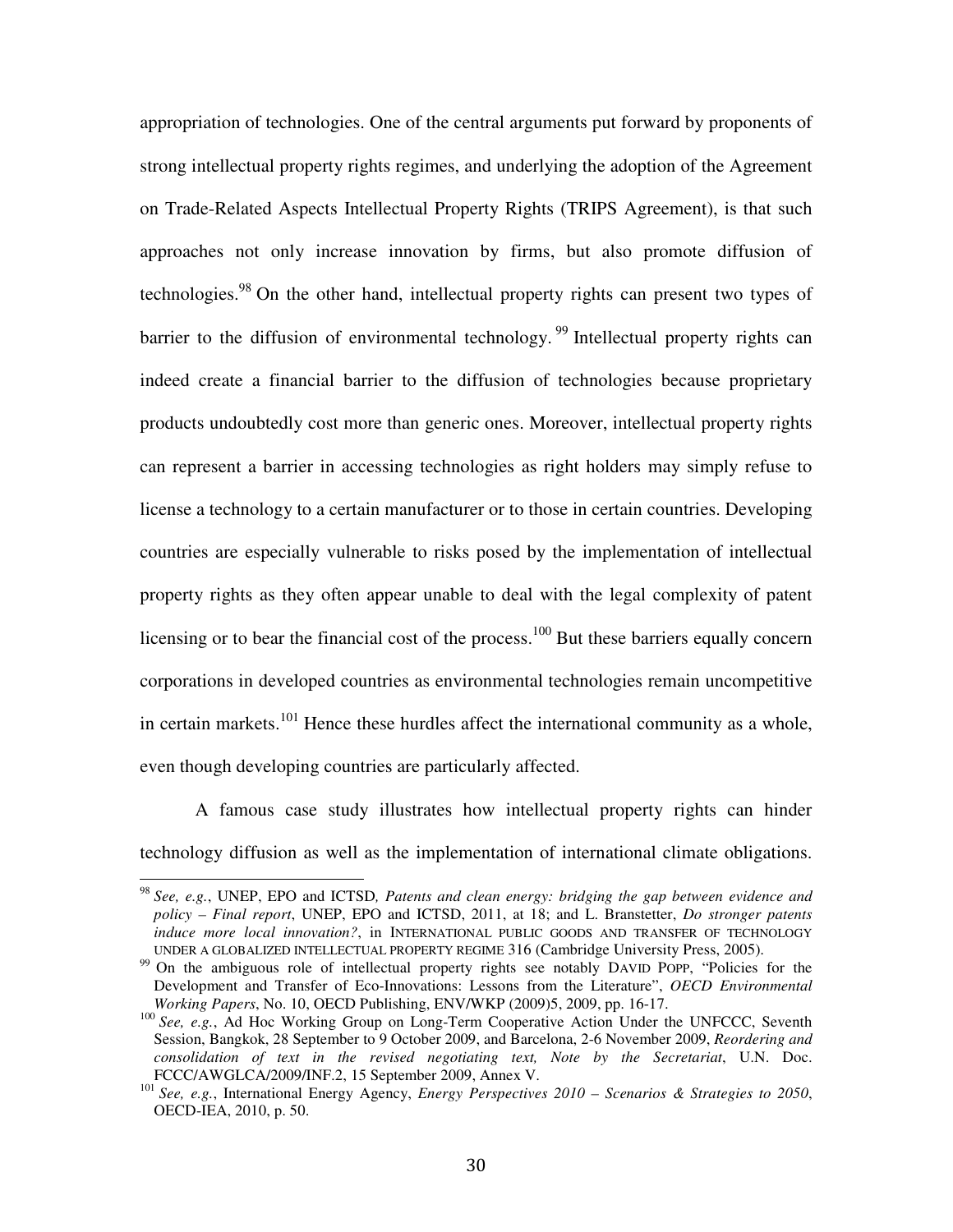appropriation of technologies. One of the central arguments put forward by proponents of strong intellectual property rights regimes, and underlying the adoption of the Agreement on Trade-Related Aspects Intellectual Property Rights (TRIPS Agreement), is that such approaches not only increase innovation by firms, but also promote diffusion of technologies.[98] On the other hand, intellectual property rights can present two types of barrier to the diffusion of environmental technology.[99] Intellectual property rights can indeed create a financial barrier to the diffusion of technologies because proprietary products undoubtedly cost more than generic ones. Moreover, intellectual property rights can represent a barrier in accessing technologies as right holders may simply refuse to license a technology to a certain manufacturer or to those in certain countries. Developing countries are especially vulnerable to risks posed by the implementation of intellectual property rights as they often appear unable to deal with the legal complexity of patent licensing or to bear the financial cost of the process.[100] But these barriers equally concern corporations in developed countries as environmental technologies remain uncompetitive in certain markets.[101] Hence these hurdles affect the international community as a whole, even though developing countries are particularly affected.

A famous case study illustrates how intellectual property rights can hinder technology diffusion as well as the implementation of international climate obligations.

---

[98] *See, e.g.*, UNEP, EPO and ICTSD*, Patents and clean energy: bridging the gap between evidence and policy – Final report*, UNEP, EPO and ICTSD, 2011, at 18; and L. Branstetter, *Do stronger patents induce more local innovation?*, in INTERNATIONAL PUBLIC GOODS AND TRANSFER OF TECHNOLOGY UNDER A GLOBALIZED INTELLECTUAL PROPERTY REGIME 316 (Cambridge University Press, 2005).

[99] On the ambiguous role of intellectual property rights see notably DAVID POPP, "Policies for the Development and Transfer of Eco-Innovations: Lessons from the Literature", *OECD Environmental Working Papers*, No. 10, OECD Publishing, ENV/WKP (2009)5, 2009, pp. 16-17.

[100] *See, e.g.*, Ad Hoc Working Group on Long-Term Cooperative Action Under the UNFCCC, Seventh Session, Bangkok, 28 September to 9 October 2009, and Barcelona, 2-6 November 2009, *Reordering and consolidation of text in the revised negotiating text, Note by the Secretariat*, U.N. Doc. FCCC/AWGLCA/2009/INF.2, 15 September 2009, Annex V.

[101] *See, e.g.*, International Energy Agency, *Energy Perspectives 2010 – Scenarios & Strategies to 2050*, OECD-IEA, 2010, p. 50.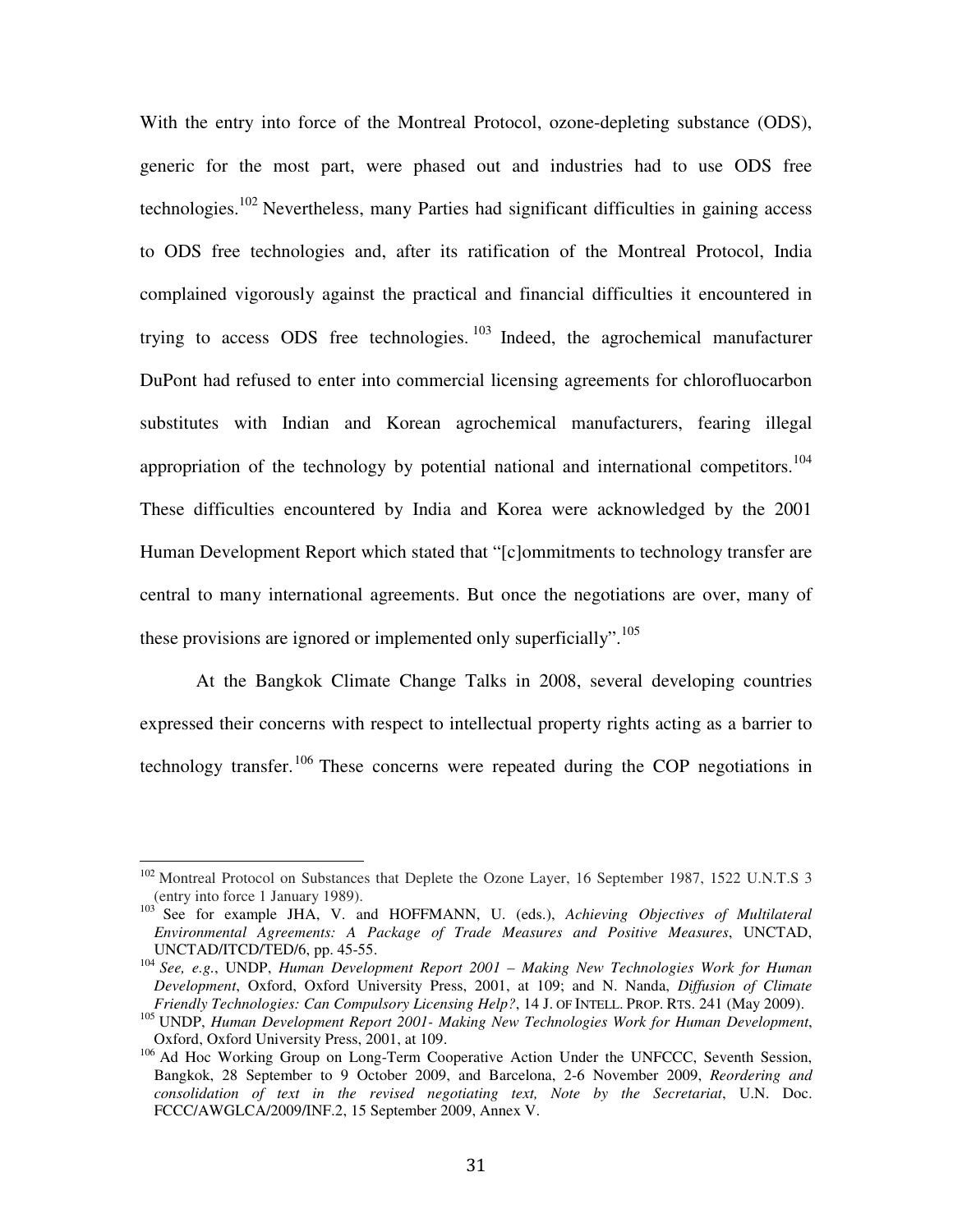With the entry into force of the Montreal Protocol, ozone-depleting substance (ODS), generic for the most part, were phased out and industries had to use ODS free technologies.[102] Nevertheless, many Parties had significant difficulties in gaining access to ODS free technologies and, after its ratification of the Montreal Protocol, India complained vigorously against the practical and financial difficulties it encountered in trying to access ODS free technologies.[103] Indeed, the agrochemical manufacturer DuPont had refused to enter into commercial licensing agreements for chlorofluocarbon substitutes with Indian and Korean agrochemical manufacturers, fearing illegal appropriation of the technology by potential national and international competitors.[104] These difficulties encountered by India and Korea were acknowledged by the 2001 Human Development Report which stated that "[c]ommitments to technology transfer are central to many international agreements. But once the negotiations are over, many of these provisions are ignored or implemented only superficially".[105]

At the Bangkok Climate Change Talks in 2008, several developing countries expressed their concerns with respect to intellectual property rights acting as a barrier to technology transfer.[106] These concerns were repeated during the COP negotiations in

---

[102] Montreal Protocol on Substances that Deplete the Ozone Layer, 16 September 1987, 1522 U.N.T.S 3 (entry into force 1 January 1989).

[103] See for example JHA, V. and HOFFMANN, U. (eds.), *Achieving Objectives of Multilateral Environmental Agreements: A Package of Trade Measures and Positive Measures*, UNCTAD, UNCTAD/ITCD/TED/6, pp. 45-55.

[104] *See, e.g.*, UNDP, *Human Development Report 2001 – Making New Technologies Work for Human Development*, Oxford, Oxford University Press, 2001, at 109; and N. Nanda, *Diffusion of Climate Friendly Technologies: Can Compulsory Licensing Help?*, 14 J. OF INTELL. PROP. RTS. 241 (May 2009).

[105] UNDP, *Human Development Report 2001- Making New Technologies Work for Human Development*, Oxford, Oxford University Press, 2001, at 109.

[106] Ad Hoc Working Group on Long-Term Cooperative Action Under the UNFCCC, Seventh Session, Bangkok, 28 September to 9 October 2009, and Barcelona, 2-6 November 2009, *Reordering and consolidation of text in the revised negotiating text, Note by the Secretariat*, U.N. Doc. FCCC/AWGLCA/2009/INF.2, 15 September 2009, Annex V.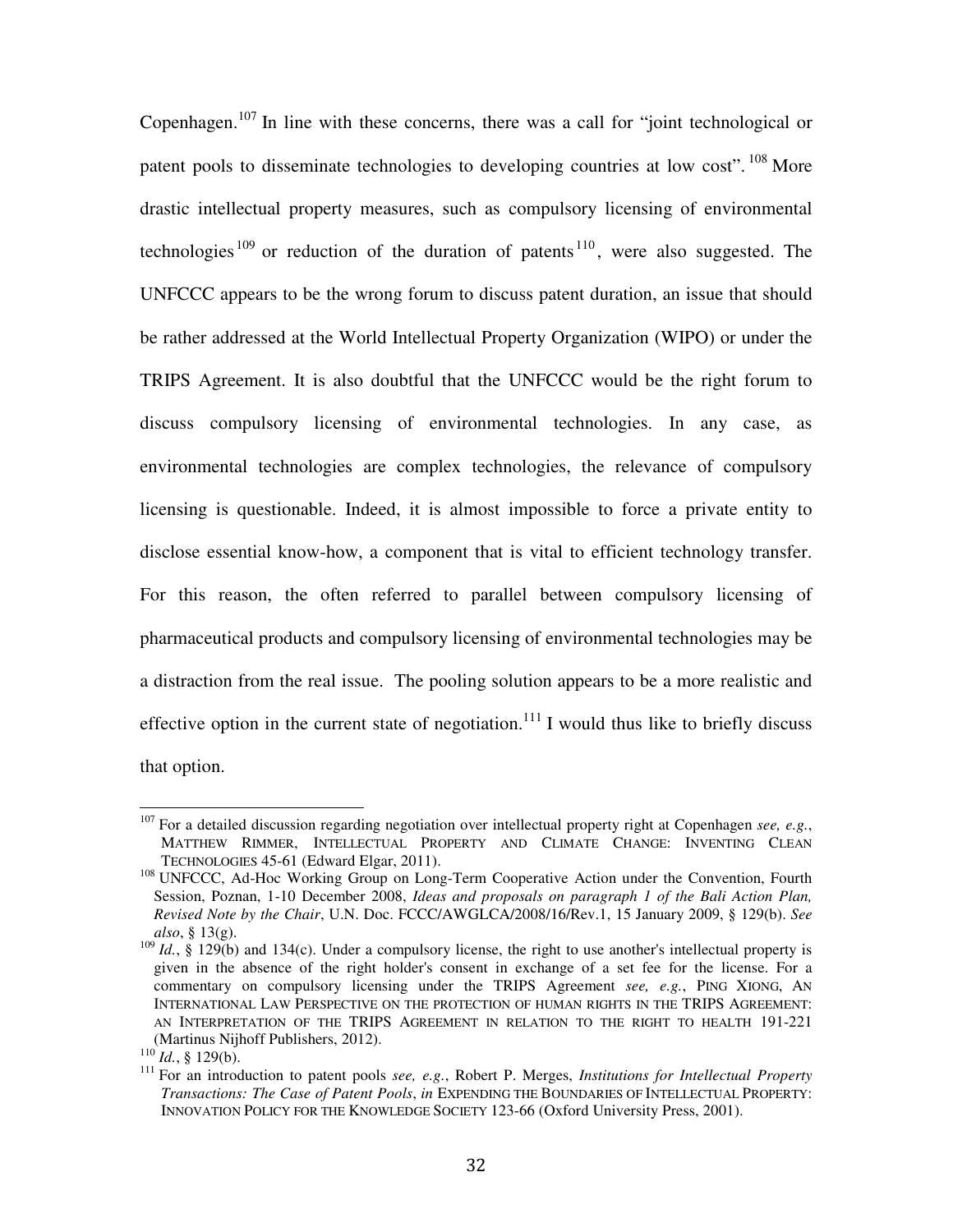Copenhagen.[107] In line with these concerns, there was a call for "joint technological or patent pools to disseminate technologies to developing countries at low cost".[108] More drastic intellectual property measures, such as compulsory licensing of environmental technologies[109] or reduction of the duration of patents[110], were also suggested. The UNFCCC appears to be the wrong forum to discuss patent duration, an issue that should be rather addressed at the World Intellectual Property Organization (WIPO) or under the TRIPS Agreement. It is also doubtful that the UNFCCC would be the right forum to discuss compulsory licensing of environmental technologies. In any case, as environmental technologies are complex technologies, the relevance of compulsory licensing is questionable. Indeed, it is almost impossible to force a private entity to disclose essential know-how, a component that is vital to efficient technology transfer. For this reason, the often referred to parallel between compulsory licensing of pharmaceutical products and compulsory licensing of environmental technologies may be a distraction from the real issue. The pooling solution appears to be a more realistic and effective option in the current state of negotiation.[111] I would thus like to briefly discuss that option.

---

[107] For a detailed discussion regarding negotiation over intellectual property right at Copenhagen *see, e.g.*, MATTHEW RIMMER, INTELLECTUAL PROPERTY AND CLIMATE CHANGE: INVENTING CLEAN TECHNOLOGIES 45-61 (Edward Elgar, 2011).

[108] UNFCCC, Ad-Hoc Working Group on Long-Term Cooperative Action under the Convention, Fourth Session, Poznan, 1-10 December 2008, *Ideas and proposals on paragraph 1 of the Bali Action Plan, Revised Note by the Chair*, U.N. Doc. FCCC/AWGLCA/2008/16/Rev.1, 15 January 2009, § 129(b). *See also*, § 13(g).

[109] *Id.*, § 129(b) and 134(c). Under a compulsory license, the right to use another's intellectual property is given in the absence of the right holder's consent in exchange of a set fee for the license. For a commentary on compulsory licensing under the TRIPS Agreement *see, e.g.*, PING XIONG, AN INTERNATIONAL LAW PERSPECTIVE ON THE PROTECTION OF HUMAN RIGHTS IN THE TRIPS AGREEMENT: AN INTERPRETATION OF THE TRIPS AGREEMENT IN RELATION TO THE RIGHT TO HEALTH 191-221 (Martinus Nijhoff Publishers, 2012).

[110] *Id.*, § 129(b).

[111] For an introduction to patent pools *see, e.g.*, Robert P. Merges, *Institutions for Intellectual Property Transactions: The Case of Patent Pools*, *in* EXPENDING THE BOUNDARIES OF INTELLECTUAL PROPERTY: INNOVATION POLICY FOR THE KNOWLEDGE SOCIETY 123-66 (Oxford University Press, 2001).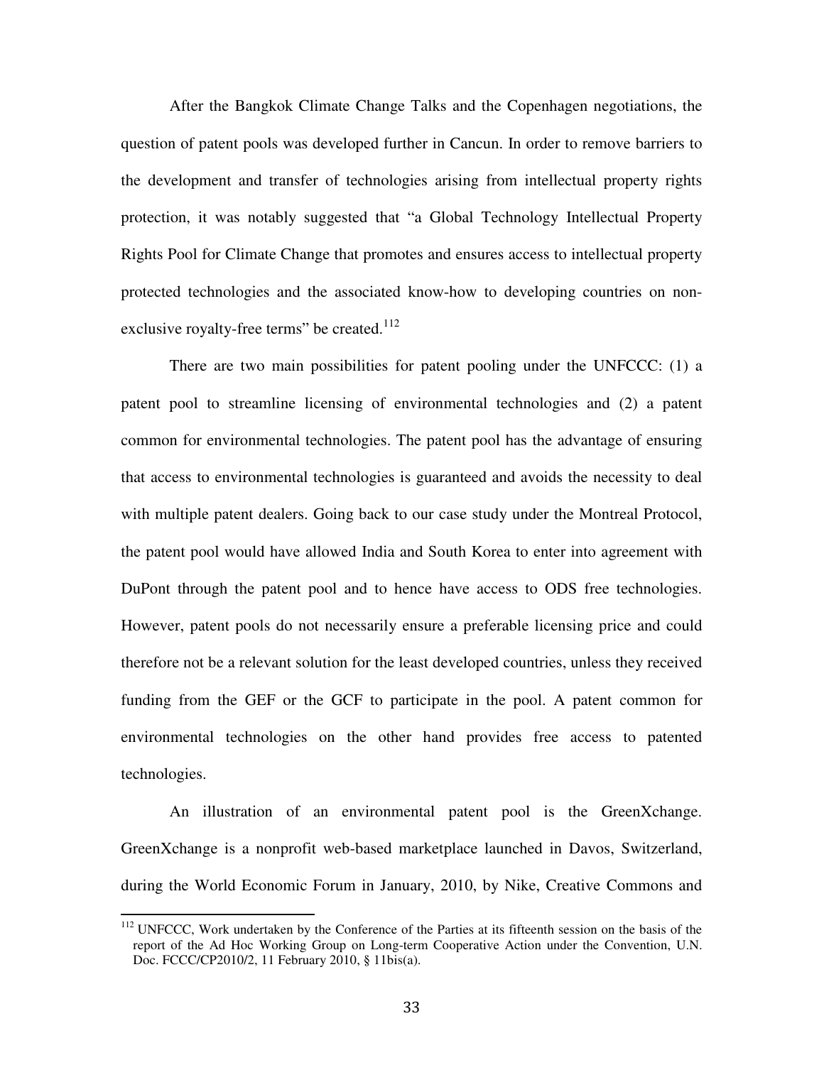After the Bangkok Climate Change Talks and the Copenhagen negotiations, the question of patent pools was developed further in Cancun. In order to remove barriers to the development and transfer of technologies arising from intellectual property rights protection, it was notably suggested that "a Global Technology Intellectual Property Rights Pool for Climate Change that promotes and ensures access to intellectual property protected technologies and the associated know-how to developing countries on non-exclusive royalty-free terms" be created.[112]

There are two main possibilities for patent pooling under the UNFCCC: (1) a patent pool to streamline licensing of environmental technologies and (2) a patent common for environmental technologies. The patent pool has the advantage of ensuring that access to environmental technologies is guaranteed and avoids the necessity to deal with multiple patent dealers. Going back to our case study under the Montreal Protocol, the patent pool would have allowed India and South Korea to enter into agreement with DuPont through the patent pool and to hence have access to ODS free technologies. However, patent pools do not necessarily ensure a preferable licensing price and could therefore not be a relevant solution for the least developed countries, unless they received funding from the GEF or the GCF to participate in the pool. A patent common for environmental technologies on the other hand provides free access to patented technologies.

An illustration of an environmental patent pool is the GreenXchange. GreenXchange is a nonprofit web-based marketplace launched in Davos, Switzerland, during the World Economic Forum in January, 2010, by Nike, Creative Commons and

---

[112] UNFCCC, Work undertaken by the Conference of the Parties at its fifteenth session on the basis of the report of the Ad Hoc Working Group on Long-term Cooperative Action under the Convention, U.N. Doc. FCCC/CP2010/2, 11 February 2010, § 11bis(a).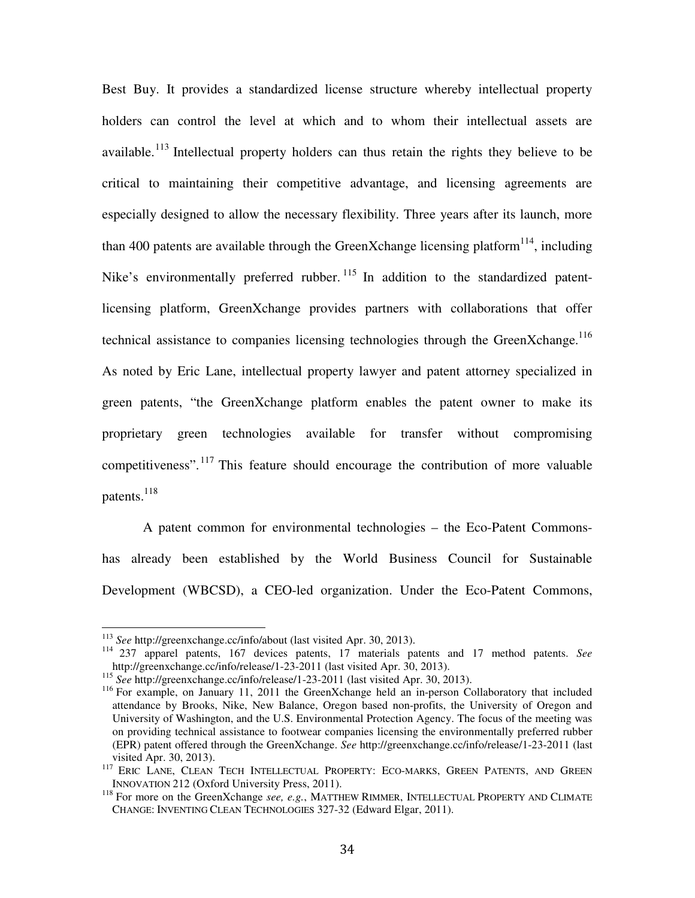Best Buy. It provides a standardized license structure whereby intellectual property holders can control the level at which and to whom their intellectual assets are available.[113] Intellectual property holders can thus retain the rights they believe to be critical to maintaining their competitive advantage, and licensing agreements are especially designed to allow the necessary flexibility. Three years after its launch, more than 400 patents are available through the GreenXchange licensing platform[114], including Nike's environmentally preferred rubber.[115] In addition to the standardized patent-licensing platform, GreenXchange provides partners with collaborations that offer technical assistance to companies licensing technologies through the GreenXchange.[116] As noted by Eric Lane, intellectual property lawyer and patent attorney specialized in green patents, "the GreenXchange platform enables the patent owner to make its proprietary green technologies available for transfer without compromising competitiveness".[117] This feature should encourage the contribution of more valuable patents.[118]

A patent common for environmental technologies – the Eco-Patent Commons- has already been established by the World Business Council for Sustainable Development (WBCSD), a CEO-led organization. Under the Eco-Patent Commons,

---

[113] *See* http://greenxchange.cc/info/about (last visited Apr. 30, 2013).

[114] 237 apparel patents, 167 devices patents, 17 materials patents and 17 method patents. *See* http://greenxchange.cc/info/release/1-23-2011 (last visited Apr. 30, 2013).

[115] *See* http://greenxchange.cc/info/release/1-23-2011 (last visited Apr. 30, 2013).

[116] For example, on January 11, 2011 the GreenXchange held an in-person Collaboratory that included attendance by Brooks, Nike, New Balance, Oregon based non-profits, the University of Oregon and University of Washington, and the U.S. Environmental Protection Agency. The focus of the meeting was on providing technical assistance to footwear companies licensing the environmentally preferred rubber (EPR) patent offered through the GreenXchange. *See* http://greenxchange.cc/info/release/1-23-2011 (last visited Apr. 30, 2013).

[117] ERIC LANE, CLEAN TECH INTELLECTUAL PROPERTY: ECO-MARKS, GREEN PATENTS, AND GREEN INNOVATION 212 (Oxford University Press, 2011).

[118] For more on the GreenXchange *see, e.g.*, MATTHEW RIMMER, INTELLECTUAL PROPERTY AND CLIMATE CHANGE: INVENTING CLEAN TECHNOLOGIES 327-32 (Edward Elgar, 2011).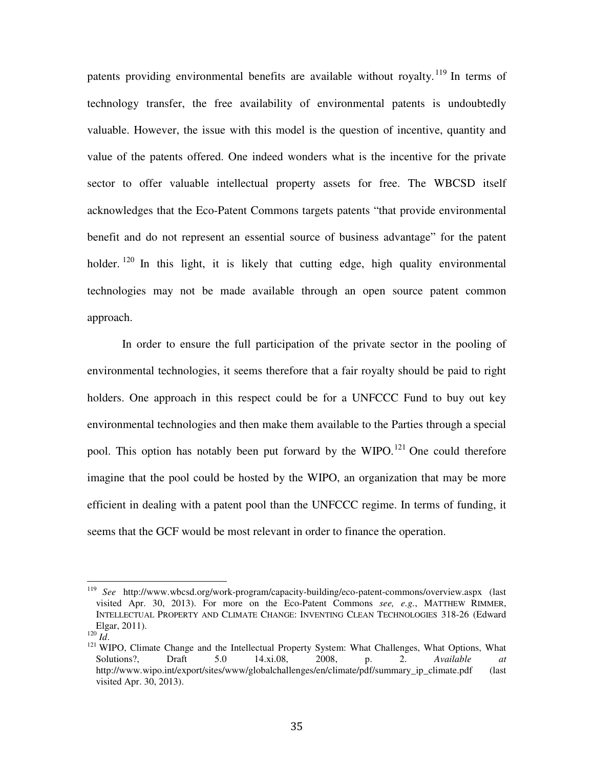patents providing environmental benefits are available without royalty.[119] In terms of technology transfer, the free availability of environmental patents is undoubtedly valuable. However, the issue with this model is the question of incentive, quantity and value of the patents offered. One indeed wonders what is the incentive for the private sector to offer valuable intellectual property assets for free. The WBCSD itself acknowledges that the Eco-Patent Commons targets patents "that provide environmental benefit and do not represent an essential source of business advantage" for the patent holder.[120] In this light, it is likely that cutting edge, high quality environmental technologies may not be made available through an open source patent common approach.

In order to ensure the full participation of the private sector in the pooling of environmental technologies, it seems therefore that a fair royalty should be paid to right holders. One approach in this respect could be for a UNFCCC Fund to buy out key environmental technologies and then make them available to the Parties through a special pool. This option has notably been put forward by the WIPO.[121] One could therefore imagine that the pool could be hosted by the WIPO, an organization that may be more efficient in dealing with a patent pool than the UNFCCC regime. In terms of funding, it seems that the GCF would be most relevant in order to finance the operation.

---

[119] *See* http://www.wbcsd.org/work-program/capacity-building/eco-patent-commons/overview.aspx (last visited Apr. 30, 2013). For more on the Eco-Patent Commons *see, e.g.*, MATTHEW RIMMER, INTELLECTUAL PROPERTY AND CLIMATE CHANGE: INVENTING CLEAN TECHNOLOGIES 318-26 (Edward Elgar, 2011).

[120] *Id*.

[121] WIPO, Climate Change and the Intellectual Property System: What Challenges, What Options, What Solutions?, Draft 5.0 14.xi.08, 2008, p. 2. *Available at* http://www.wipo.int/export/sites/www/globalchallenges/en/climate/pdf/summary_ip_climate.pdf (last visited Apr. 30, 2013).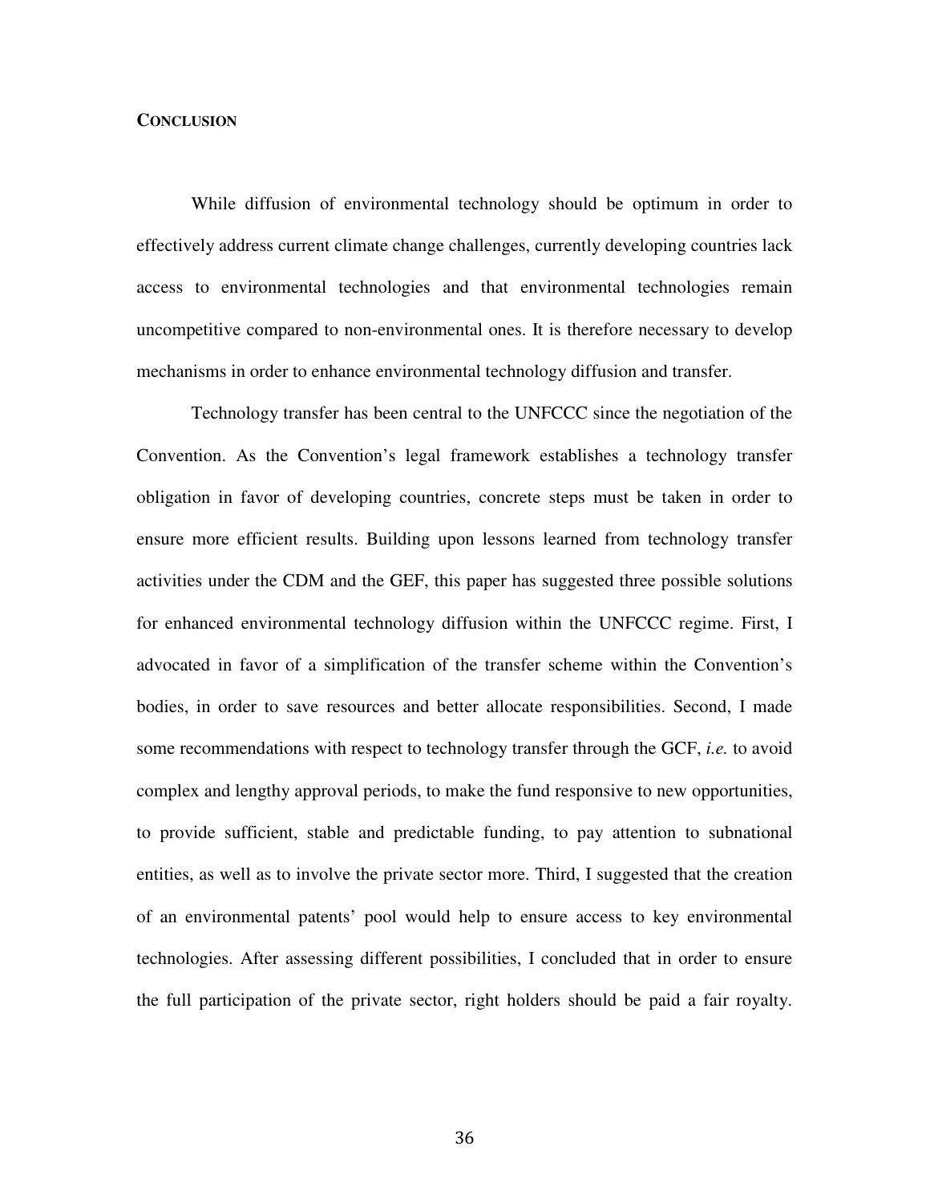## CONCLUSION

While diffusion of environmental technology should be optimum in order to effectively address current climate change challenges, currently developing countries lack access to environmental technologies and that environmental technologies remain uncompetitive compared to non-environmental ones. It is therefore necessary to develop mechanisms in order to enhance environmental technology diffusion and transfer.

Technology transfer has been central to the UNFCCC since the negotiation of the Convention. As the Convention's legal framework establishes a technology transfer obligation in favor of developing countries, concrete steps must be taken in order to ensure more efficient results. Building upon lessons learned from technology transfer activities under the CDM and the GEF, this paper has suggested three possible solutions for enhanced environmental technology diffusion within the UNFCCC regime. First, I advocated in favor of a simplification of the transfer scheme within the Convention's bodies, in order to save resources and better allocate responsibilities. Second, I made some recommendations with respect to technology transfer through the GCF, *i.e.* to avoid complex and lengthy approval periods, to make the fund responsive to new opportunities, to provide sufficient, stable and predictable funding, to pay attention to subnational entities, as well as to involve the private sector more. Third, I suggested that the creation of an environmental patents' pool would help to ensure access to key environmental technologies. After assessing different possibilities, I concluded that in order to ensure the full participation of the private sector, right holders should be paid a fair royalty.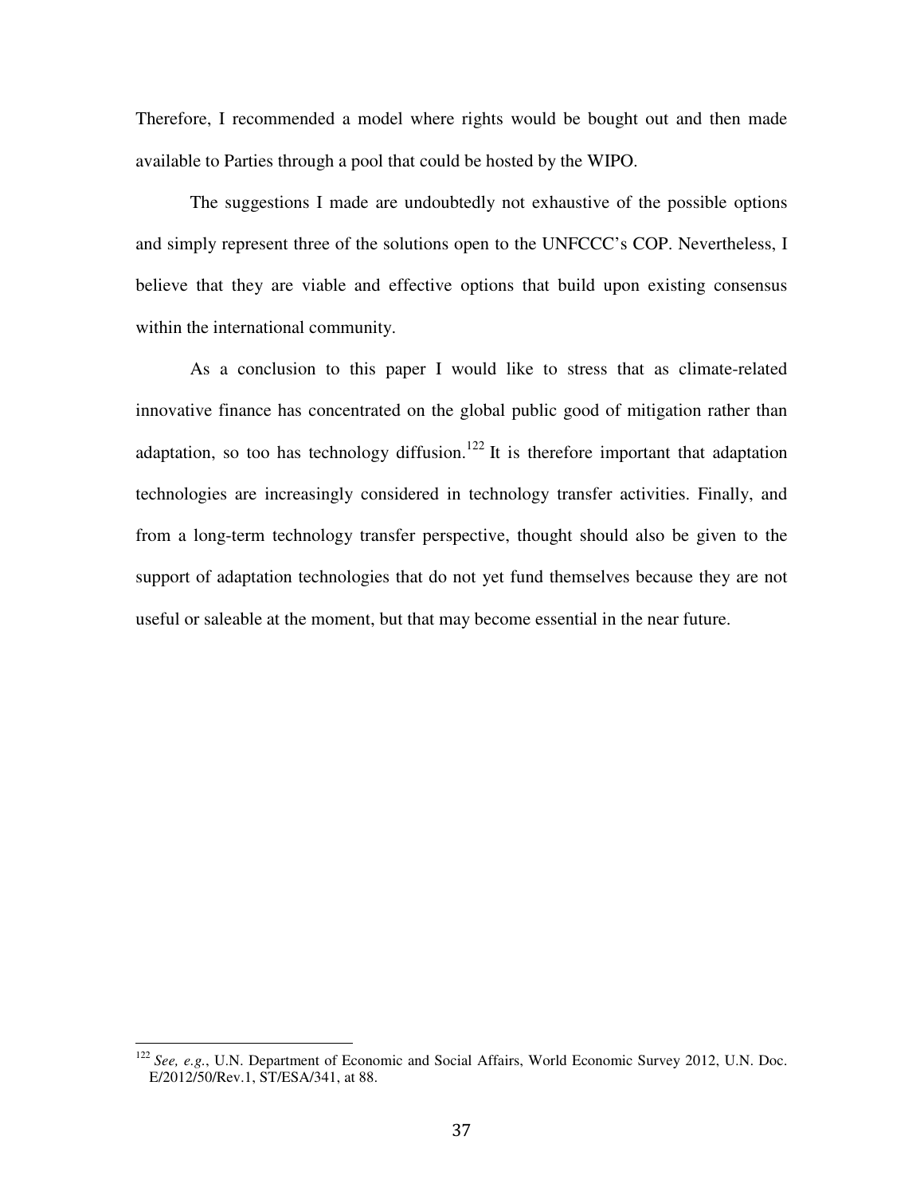Therefore, I recommended a model where rights would be bought out and then made available to Parties through a pool that could be hosted by the WIPO.

The suggestions I made are undoubtedly not exhaustive of the possible options and simply represent three of the solutions open to the UNFCCC's COP. Nevertheless, I believe that they are viable and effective options that build upon existing consensus within the international community.

As a conclusion to this paper I would like to stress that as climate-related innovative finance has concentrated on the global public good of mitigation rather than adaptation, so too has technology diffusion.[122] It is therefore important that adaptation technologies are increasingly considered in technology transfer activities. Finally, and from a long-term technology transfer perspective, thought should also be given to the support of adaptation technologies that do not yet fund themselves because they are not useful or saleable at the moment, but that may become essential in the near future.

---

[122] *See, e.g.*, U.N. Department of Economic and Social Affairs, World Economic Survey 2012, U.N. Doc. E/2012/50/Rev.1, ST/ESA/341, at 88.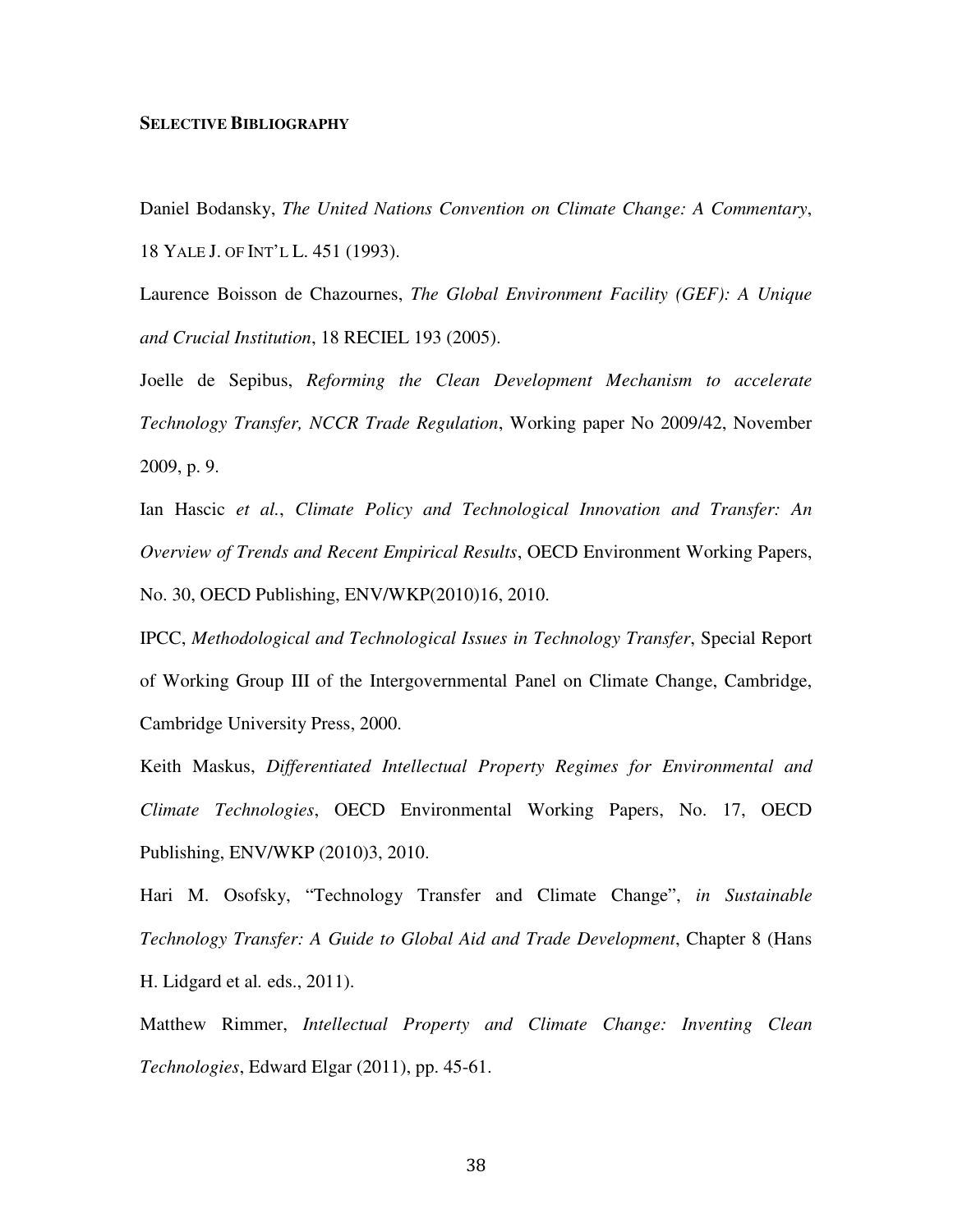**SELECTIVE BIBLIOGRAPHY**

Daniel Bodansky, *The United Nations Convention on Climate Change: A Commentary*, 18 YALE J. OF INT'L L. 451 (1993).

Laurence Boisson de Chazournes, *The Global Environment Facility (GEF): A Unique and Crucial Institution*, 18 RECIEL 193 (2005).

Joelle de Sepibus, *Reforming the Clean Development Mechanism to accelerate Technology Transfer, NCCR Trade Regulation*, Working paper No 2009/42, November 2009, p. 9.

Ian Hascic *et al.*, *Climate Policy and Technological Innovation and Transfer: An Overview of Trends and Recent Empirical Results*, OECD Environment Working Papers, No. 30, OECD Publishing, ENV/WKP(2010)16, 2010.

IPCC, *Methodological and Technological Issues in Technology Transfer*, Special Report of Working Group III of the Intergovernmental Panel on Climate Change, Cambridge, Cambridge University Press, 2000.

Keith Maskus, *Differentiated Intellectual Property Regimes for Environmental and Climate Technologies*, OECD Environmental Working Papers, No. 17, OECD Publishing, ENV/WKP (2010)3, 2010.

Hari M. Osofsky, "Technology Transfer and Climate Change", *in Sustainable Technology Transfer: A Guide to Global Aid and Trade Development*, Chapter 8 (Hans H. Lidgard et al. eds., 2011).

Matthew Rimmer, *Intellectual Property and Climate Change: Inventing Clean Technologies*, Edward Elgar (2011), pp. 45-61.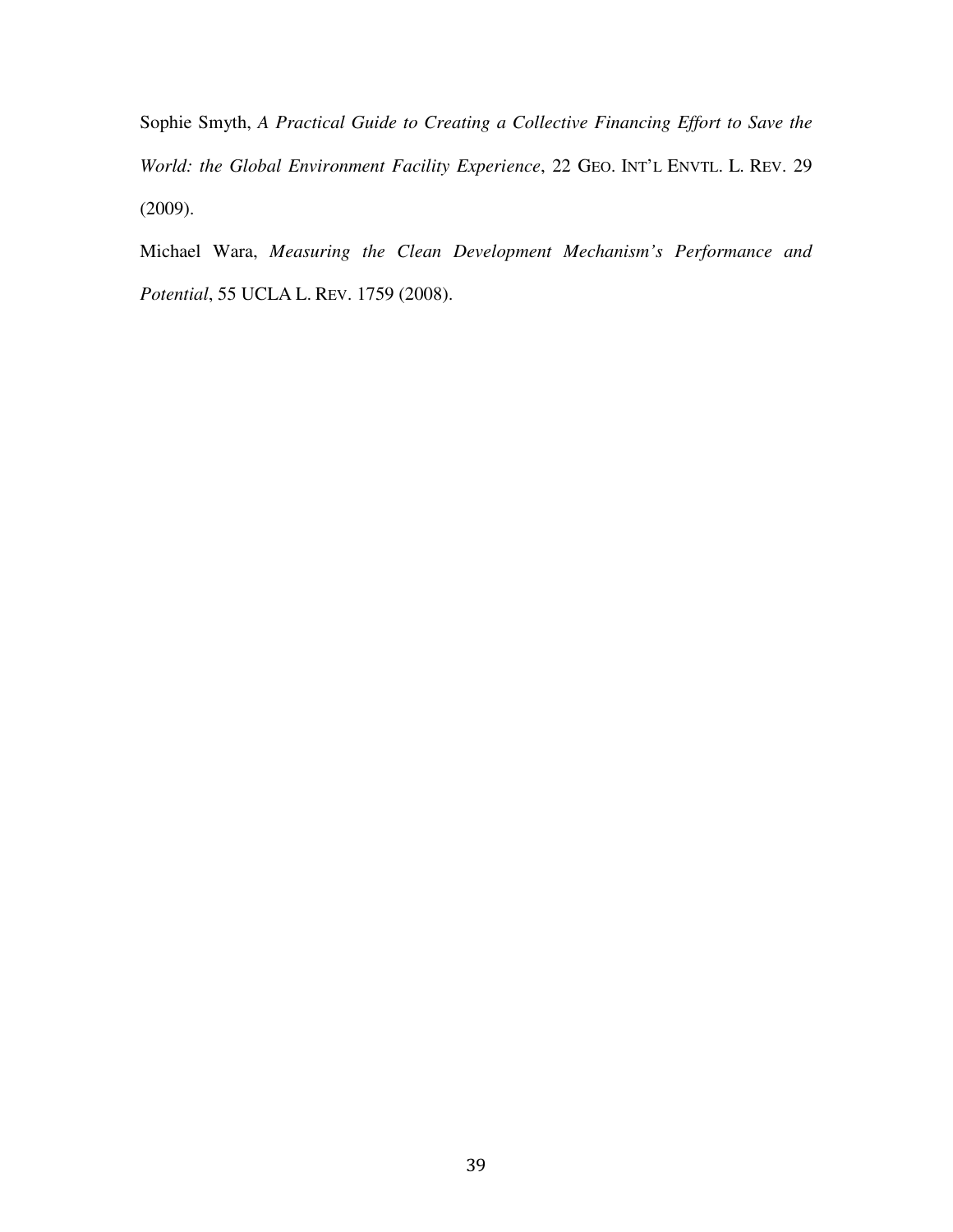Sophie Smyth, *A Practical Guide to Creating a Collective Financing Effort to Save the World: the Global Environment Facility Experience*, 22 GEO. INT'L ENVTL. L. REV. 29 (2009).

Michael Wara, *Measuring the Clean Development Mechanism's Performance and Potential*, 55 UCLA L. REV. 1759 (2008).